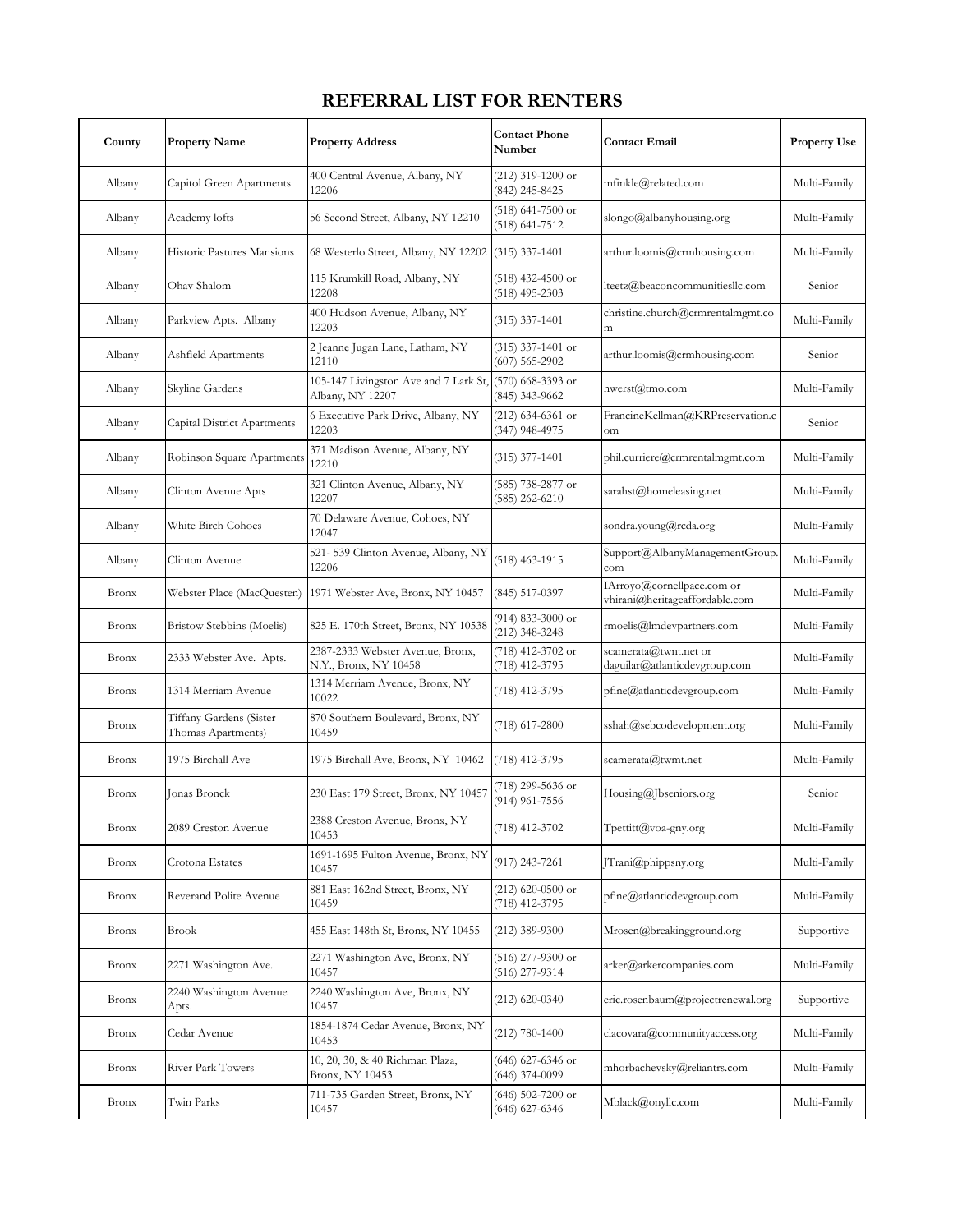# REFERRAL LIST FOR RENTERS

| County | Property Name | Property Address | Contact Phone Number | Contact Email | Property Use |
|---|---|---|---|---|---|
| Albany | Capitol Green Apartments | 400 Central Avenue, Albany, NY 12206 | (212) 319-1200 or (842) 245-8425 | mfinkle@related.com | Multi-Family |
| Albany | Academy lofts | 56 Second Street, Albany, NY 12210 | (518) 641-7500 or (518) 641-7512 | slongo@albanyhousing.org | Multi-Family |
| Albany | Historic Pastures Mansions | 68 Westerlo Street, Albany, NY 12202 | (315) 337-1401 | arthur.loomis@crmhousing.com | Multi-Family |
| Albany | Ohav Shalom | 115 Krumkill Road, Albany, NY 12208 | (518) 432-4500 or (518) 495-2303 | lteetz@beaconcommunitiesllc.com | Senior |
| Albany | Parkview Apts. Albany | 400 Hudson Avenue, Albany, NY 12203 | (315) 337-1401 | christine.church@crmrentalmgmt.com | Multi-Family |
| Albany | Ashfield Apartments | 2 Jeanne Jugan Lane, Latham, NY 12110 | (315) 337-1401 or (607) 565-2902 | arthur.loomis@crmhousing.com | Senior |
| Albany | Skyline Gardens | 105-147 Livingston Ave and 7 Lark St, Albany, NY 12207 | (570) 668-3393 or (845) 343-9662 | nwerst@tmo.com | Multi-Family |
| Albany | Capital District Apartments | 6 Executive Park Drive, Albany, NY 12203 | (212) 634-6361 or (347) 948-4975 | FrancineKellman@KRPreservation.com | Senior |
| Albany | Robinson Square Apartments | 371 Madison Avenue, Albany, NY 12210 | (315) 377-1401 | phil.curriere@crmrentalmgmt.com | Multi-Family |
| Albany | Clinton Avenue Apts | 321 Clinton Avenue, Albany, NY 12207 | (585) 738-2877 or (585) 262-6210 | sarahst@homeleasing.net | Multi-Family |
| Albany | White Birch Cohoes | 70 Delaware Avenue, Cohoes, NY 12047 | | sondra.young@rcda.org | Multi-Family |
| Albany | Clinton Avenue | 521- 539 Clinton Avenue, Albany, NY 12206 | (518) 463-1915 | Support@AlbanyManagementGroup.com | Multi-Family |
| Bronx | Webster Place (MacQuesten) | 1971 Webster Ave, Bronx, NY 10457 | (845) 517-0397 | IArroyo@cornellpace.com or vhirani@heritageaffordable.com | Multi-Family |
| Bronx | Bristow Stebbins (Moelis) | 825 E. 170th Street, Bronx, NY 10538 | (914) 833-3000 or (212) 348-3248 | rmoelis@lmdevpartners.com | Multi-Family |
| Bronx | 2333 Webster Ave. Apts. | 2387-2333 Webster Avenue, Bronx, N.Y., Bronx, NY 10458 | (718) 412-3702 or (718) 412-3795 | scamerata@twnt.net or daguilar@atlanticdevgroup.com | Multi-Family |
| Bronx | 1314 Merriam Avenue | 1314 Merriam Avenue, Bronx, NY 10022 | (718) 412-3795 | pfine@atlanticdevgroup.com | Multi-Family |
| Bronx | Tiffany Gardens (Sister Thomas Apartments) | 870 Southern Boulevard, Bronx, NY 10459 | (718) 617-2800 | sshah@sebcodevelopment.org | Multi-Family |
| Bronx | 1975 Birchall Ave | 1975 Birchall Ave, Bronx, NY 10462 | (718) 412-3795 | scamerata@twmt.net | Multi-Family |
| Bronx | Jonas Bronck | 230 East 179 Street, Bronx, NY 10457 | (718) 299-5636 or (914) 961-7556 | Housing@Jbseniors.org | Senior |
| Bronx | 2089 Creston Avenue | 2388 Creston Avenue, Bronx, NY 10453 | (718) 412-3702 | Tpettitt@voa-gny.org | Multi-Family |
| Bronx | Crotona Estates | 1691-1695 Fulton Avenue, Bronx, NY 10457 | (917) 243-7261 | JTrani@phippsny.org | Multi-Family |
| Bronx | Reverand Polite Avenue | 881 East 162nd Street, Bronx, NY 10459 | (212) 620-0500 or (718) 412-3795 | pfine@atlanticdevgroup.com | Multi-Family |
| Bronx | Brook | 455 East 148th St, Bronx, NY 10455 | (212) 389-9300 | Mrosen@breakingground.org | Supportive |
| Bronx | 2271 Washington Ave. | 2271 Washington Ave, Bronx, NY 10457 | (516) 277-9300 or (516) 277-9314 | arker@arkercompanies.com | Multi-Family |
| Bronx | 2240 Washington Avenue Apts. | 2240 Washington Ave, Bronx, NY 10457 | (212) 620-0340 | eric.rosenbaum@projectrenewal.org | Supportive |
| Bronx | Cedar Avenue | 1854-1874 Cedar Avenue, Bronx, NY 10453 | (212) 780-1400 | clacovara@communityaccess.org | Multi-Family |
| Bronx | River Park Towers | 10, 20, 30, & 40 Richman Plaza, Bronx, NY 10453 | (646) 627-6346 or (646) 374-0099 | mhorbachevsky@reliantrs.com | Multi-Family |
| Bronx | Twin Parks | 711-735 Garden Street, Bronx, NY 10457 | (646) 502-7200 or (646) 627-6346 | Mblack@onyllc.com | Multi-Family |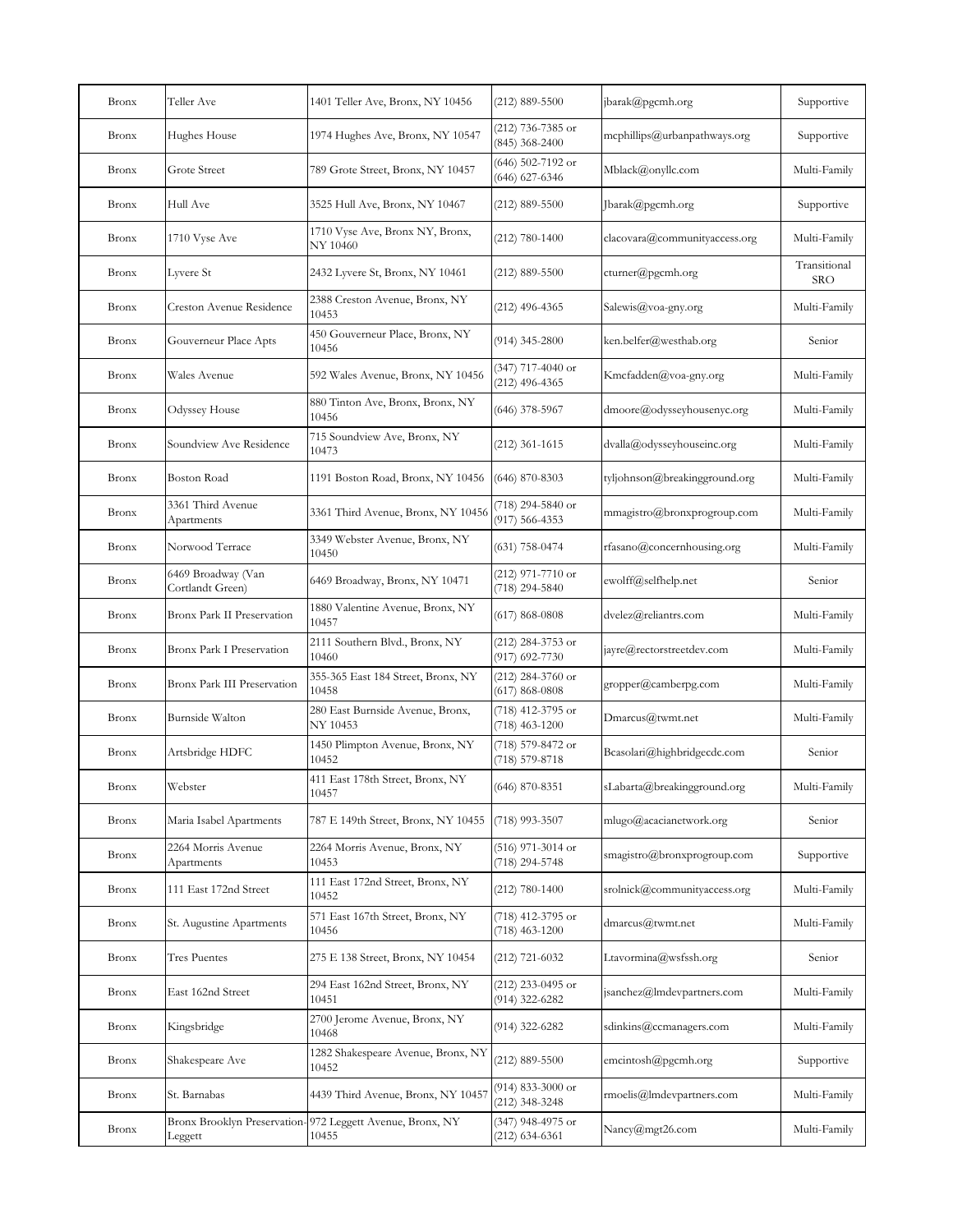| | | | | | |
|---|---|---|---|---|---|
| Bronx | Teller Ave | 1401 Teller Ave, Bronx, NY 10456 | (212) 889-5500 | jbarak@pgcmh.org | Supportive |
| Bronx | Hughes House | 1974 Hughes Ave, Bronx, NY 10547 | (212) 736-7385 or (845) 368-2400 | mcphillips@urbanpathways.org | Supportive |
| Bronx | Grote Street | 789 Grote Street, Bronx, NY 10457 | (646) 502-7192 or (646) 627-6346 | Mblack@onyllc.com | Multi-Family |
| Bronx | Hull Ave | 3525 Hull Ave, Bronx, NY 10467 | (212) 889-5500 | Jbarak@pgcmh.org | Supportive |
| Bronx | 1710 Vyse Ave | 1710 Vyse Ave, Bronx NY, Bronx, NY 10460 | (212) 780-1400 | clacovara@communityaccess.org | Multi-Family |
| Bronx | Lyvere St | 2432 Lyvere St, Bronx, NY 10461 | (212) 889-5500 | cturner@pgcmh.org | Transitional SRO |
| Bronx | Creston Avenue Residence | 2388 Creston Avenue, Bronx, NY 10453 | (212) 496-4365 | Salewis@voa-gny.org | Multi-Family |
| Bronx | Gouverneur Place Apts | 450 Gouverneur Place, Bronx, NY 10456 | (914) 345-2800 | ken.belfer@westhab.org | Senior |
| Bronx | Wales Avenue | 592 Wales Avenue, Bronx, NY 10456 | (347) 717-4040 or (212) 496-4365 | Kmcfadden@voa-gny.org | Multi-Family |
| Bronx | Odyssey House | 880 Tinton Ave, Bronx, Bronx, NY 10456 | (646) 378-5967 | dmoore@odysseyhousenyc.org | Multi-Family |
| Bronx | Soundview Ave Residence | 715 Soundview Ave, Bronx, NY 10473 | (212) 361-1615 | dvalla@odysseyhouseinc.org | Multi-Family |
| Bronx | Boston Road | 1191 Boston Road, Bronx, NY 10456 | (646) 870-8303 | tyljohnson@breakingground.org | Multi-Family |
| Bronx | 3361 Third Avenue Apartments | 3361 Third Avenue, Bronx, NY 10456 | (718) 294-5840 or (917) 566-4353 | mmagistro@bronxprogroup.com | Multi-Family |
| Bronx | Norwood Terrace | 3349 Webster Avenue, Bronx, NY 10450 | (631) 758-0474 | rfasano@concernhousing.org | Multi-Family |
| Bronx | 6469 Broadway (Van Cortlandt Green) | 6469 Broadway, Bronx, NY 10471 | (212) 971-7710 or (718) 294-5840 | ewolff@selfhelp.net | Senior |
| Bronx | Bronx Park II Preservation | 1880 Valentine Avenue, Bronx, NY 10457 | (617) 868-0808 | dvelez@reliantrs.com | Multi-Family |
| Bronx | Bronx Park I Preservation | 2111 Southern Blvd., Bronx, NY 10460 | (212) 284-3753 or (917) 692-7730 | jayre@rectorstreetdev.com | Multi-Family |
| Bronx | Bronx Park III Preservation | 355-365 East 184 Street, Bronx, NY 10458 | (212) 284-3760 or (617) 868-0808 | gropper@camberpg.com | Multi-Family |
| Bronx | Burnside Walton | 280 East Burnside Avenue, Bronx, NY 10453 | (718) 412-3795 or (718) 463-1200 | Dmarcus@twmt.net | Multi-Family |
| Bronx | Artsbridge HDFC | 1450 Plimpton Avenue, Bronx, NY 10452 | (718) 579-8472 or (718) 579-8718 | Bcasolari@highbridgecdc.com | Senior |
| Bronx | Webster | 411 East 178th Street, Bronx, NY 10457 | (646) 870-8351 | sLabarta@breakingground.org | Multi-Family |
| Bronx | Maria Isabel Apartments | 787 E 149th Street, Bronx, NY 10455 | (718) 993-3507 | mlugo@acacianetwork.org | Senior |
| Bronx | 2264 Morris Avenue Apartments | 2264 Morris Avenue, Bronx, NY 10453 | (516) 971-3014 or (718) 294-5748 | smagistro@bronxprogroup.com | Supportive |
| Bronx | 111 East 172nd Street | 111 East 172nd Street, Bronx, NY 10452 | (212) 780-1400 | srolnick@communityaccess.org | Multi-Family |
| Bronx | St. Augustine Apartments | 571 East 167th Street, Bronx, NY 10456 | (718) 412-3795 or (718) 463-1200 | dmarcus@twmt.net | Multi-Family |
| Bronx | Tres Puentes | 275 E 138 Street, Bronx, NY 10454 | (212) 721-6032 | Ltavormina@wsfssh.org | Senior |
| Bronx | East 162nd Street | 294 East 162nd Street, Bronx, NY 10451 | (212) 233-0495 or (914) 322-6282 | jsanchez@lmdevpartners.com | Multi-Family |
| Bronx | Kingsbridge | 2700 Jerome Avenue, Bronx, NY 10468 | (914) 322-6282 | sdinkins@ccmanagers.com | Multi-Family |
| Bronx | Shakespeare Ave | 1282 Shakespeare Avenue, Bronx, NY 10452 | (212) 889-5500 | emcintosh@pgcmh.org | Supportive |
| Bronx | St. Barnabas | 4439 Third Avenue, Bronx, NY 10457 | (914) 833-3000 or (212) 348-3248 | rmoelis@lmdevpartners.com | Multi-Family |
| Bronx | Bronx Brooklyn Preservation-Leggett | 972 Leggett Avenue, Bronx, NY 10455 | (347) 948-4975 or (212) 634-6361 | Nancy@mgt26.com | Multi-Family |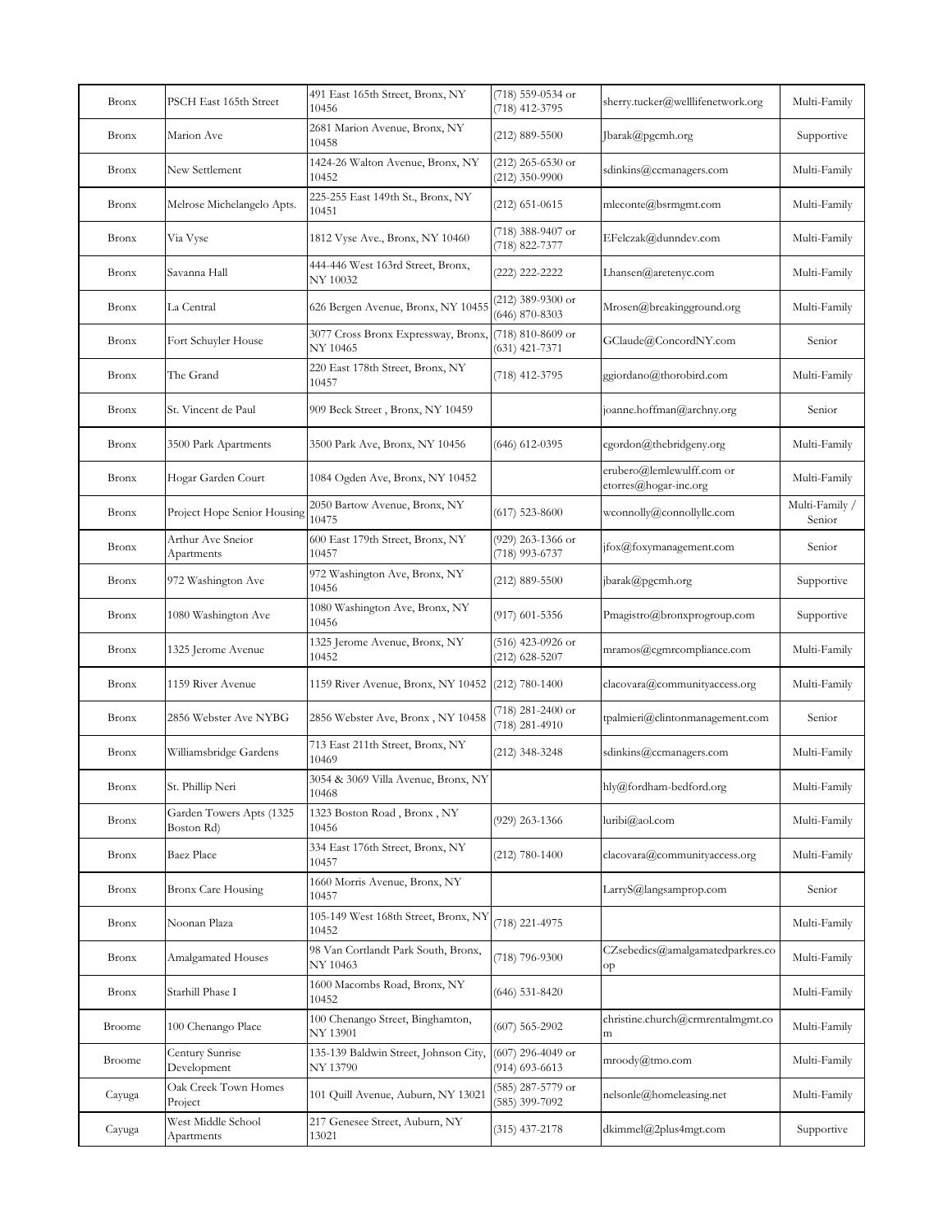| Bronx | PSCH East 165th Street | 491 East 165th Street, Bronx, NY 10456 | (718) 559-0534 or (718) 412-3795 | sherry.tucker@welllifenetwork.org | Multi-Family |
|---|---|---|---|---|---|
| Bronx | Marion Ave | 2681 Marion Avenue, Bronx, NY 10458 | (212) 889-5500 | Jbarak@pgcmh.org | Supportive |
| Bronx | New Settlement | 1424-26 Walton Avenue, Bronx, NY 10452 | (212) 265-6530 or (212) 350-9900 | sdinkins@ccmanagers.com | Multi-Family |
| Bronx | Melrose Michelangelo Apts. | 225-255 East 149th St., Bronx, NY 10451 | (212) 651-0615 | mleconte@bsrmgmt.com | Multi-Family |
| Bronx | Via Vyse | 1812 Vyse Ave., Bronx, NY 10460 | (718) 388-9407 or (718) 822-7377 | EFelczak@dunndev.com | Multi-Family |
| Bronx | Savanna Hall | 444-446 West 163rd Street, Bronx, NY 10032 | (222) 222-2222 | Lhansen@aretenyc.com | Multi-Family |
| Bronx | La Central | 626 Bergen Avenue, Bronx, NY 10455 | (212) 389-9300 or (646) 870-8303 | Mrosen@breakingground.org | Multi-Family |
| Bronx | Fort Schuyler House | 3077 Cross Bronx Expressway, Bronx, NY 10465 | (718) 810-8609 or (631) 421-7371 | GClaude@ConcordNY.com | Senior |
| Bronx | The Grand | 220 East 178th Street, Bronx, NY 10457 | (718) 412-3795 | ggiordano@thorobird.com | Multi-Family |
| Bronx | St. Vincent de Paul | 909 Beck Street , Bronx, NY 10459 | | joanne.hoffman@archny.org | Senior |
| Bronx | 3500 Park Apartments | 3500 Park Ave, Bronx, NY 10456 | (646) 612-0395 | cgordon@thebridgeny.org | Multi-Family |
| Bronx | Hogar Garden Court | 1084 Ogden Ave, Bronx, NY 10452 | | erubero@lemlewulff.com or etorres@hogar-inc.org | Multi-Family |
| Bronx | Project Hope Senior Housing | 2050 Bartow Avenue, Bronx, NY 10475 | (617) 523-8600 | wconnolly@connollyllc.com | Multi-Family / Senior |
| Bronx | Arthur Ave Sneior Apartments | 600 East 179th Street, Bronx, NY 10457 | (929) 263-1366 or (718) 993-6737 | jfox@foxymanagement.com | Senior |
| Bronx | 972 Washington Ave | 972 Washington Ave, Bronx, NY 10456 | (212) 889-5500 | jbarak@pgcmh.org | Supportive |
| Bronx | 1080 Washington Ave | 1080 Washington Ave, Bronx, NY 10456 | (917) 601-5356 | Pmagistro@bronxprogroup.com | Supportive |
| Bronx | 1325 Jerome Avenue | 1325 Jerome Avenue, Bronx, NY 10452 | (516) 423-0926 or (212) 628-5207 | mramos@cgmrcompliance.com | Multi-Family |
| Bronx | 1159 River Avenue | 1159 River Avenue, Bronx, NY 10452 | (212) 780-1400 | clacovara@communityaccess.org | Multi-Family |
| Bronx | 2856 Webster Ave NYBG | 2856 Webster Ave, Bronx , NY 10458 | (718) 281-2400 or (718) 281-4910 | tpalmieri@clintonmanagement.com | Senior |
| Bronx | Williamsbridge Gardens | 713 East 211th Street, Bronx, NY 10469 | (212) 348-3248 | sdinkins@ccmanagers.com | Multi-Family |
| Bronx | St. Phillip Neri | 3054 & 3069 Villa Avenue, Bronx, NY 10468 | | hly@fordham-bedford.org | Multi-Family |
| Bronx | Garden Towers Apts (1325 Boston Rd) | 1323 Boston Road , Bronx , NY 10456 | (929) 263-1366 | luribi@aol.com | Multi-Family |
| Bronx | Baez Place | 334 East 176th Street, Bronx, NY 10457 | (212) 780-1400 | clacovara@communityaccess.org | Multi-Family |
| Bronx | Bronx Care Housing | 1660 Morris Avenue, Bronx, NY 10457 | | LarryS@langsamprop.com | Senior |
| Bronx | Noonan Plaza | 105-149 West 168th Street, Bronx, NY 10452 | (718) 221-4975 | | Multi-Family |
| Bronx | Amalgamated Houses | 98 Van Cortlandt Park South, Bronx, NY 10463 | (718) 796-9300 | CZsebedics@amalgamatedparkres.coop | Multi-Family |
| Bronx | Starhill Phase I | 1600 Macombs Road, Bronx, NY 10452 | (646) 531-8420 | | Multi-Family |
| Broome | 100 Chenango Place | 100 Chenango Street, Binghamton, NY 13901 | (607) 565-2902 | christine.church@crmrentalmgmt.com | Multi-Family |
| Broome | Century Sunrise Development | 135-139 Baldwin Street, Johnson City, NY 13790 | (607) 296-4049 or (914) 693-6613 | mroody@tmo.com | Multi-Family |
| Cayuga | Oak Creek Town Homes Project | 101 Quill Avenue, Auburn, NY 13021 | (585) 287-5779 or (585) 399-7092 | nelsonle@homeleasing.net | Multi-Family |
| Cayuga | West Middle School Apartments | 217 Genesee Street, Auburn, NY 13021 | (315) 437-2178 | dkimmel@2plus4mgt.com | Supportive |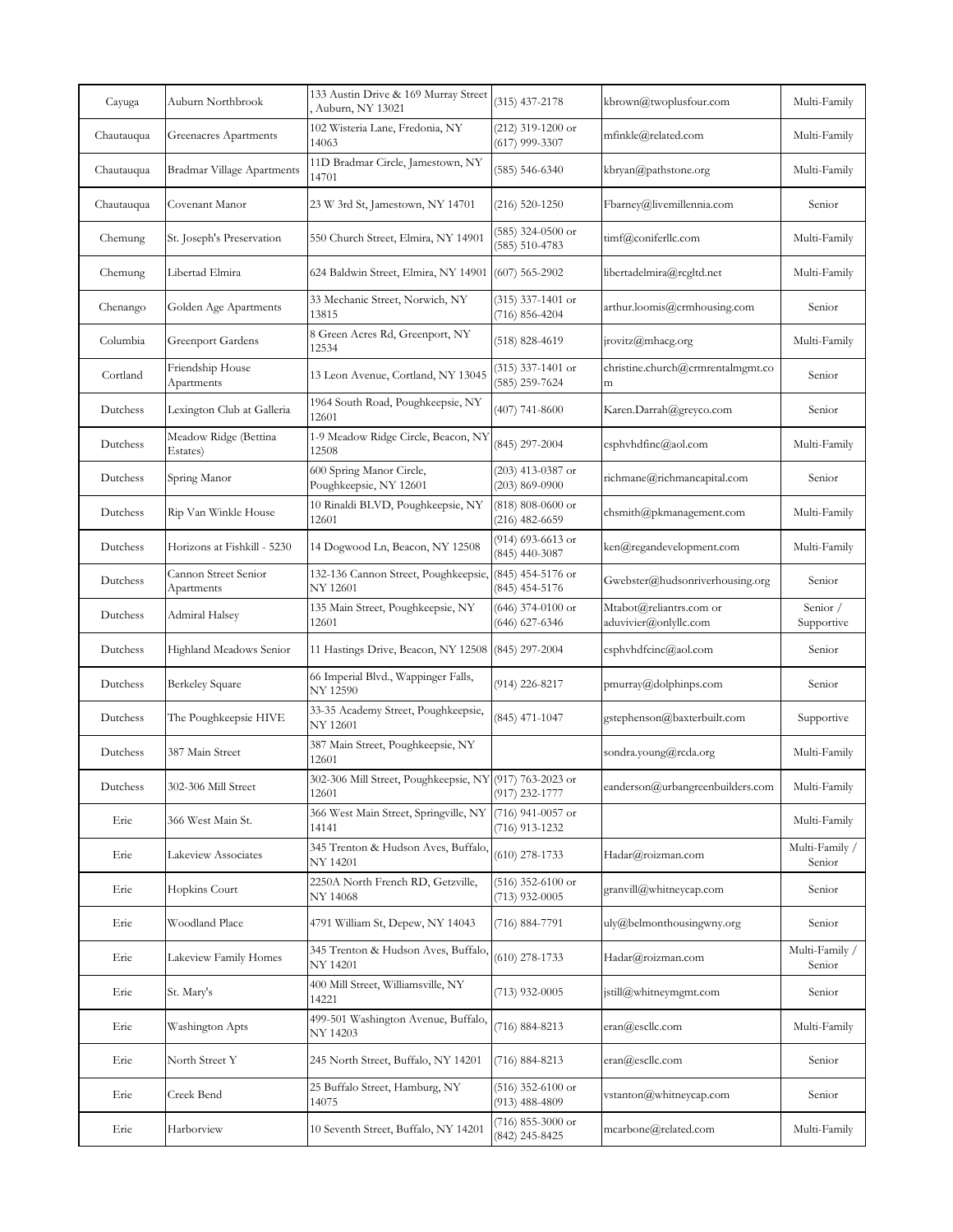| Cayuga | Auburn Northbrook | 133 Austin Drive & 169 Murray Street , Auburn, NY 13021 | (315) 437-2178 | kbrown@twoplusfour.com | Multi-Family |
|---|---|---|---|---|---|
| Chautauqua | Greenacres Apartments | 102 Wisteria Lane, Fredonia, NY 14063 | (212) 319-1200 or (617) 999-3307 | mfinkle@related.com | Multi-Family |
| Chautauqua | Bradmar Village Apartments | 11D Bradmar Circle, Jamestown, NY 14701 | (585) 546-6340 | kbryan@pathstone.org | Multi-Family |
| Chautauqua | Covenant Manor | 23 W 3rd St, Jamestown, NY 14701 | (216) 520-1250 | Fbarney@livemillennia.com | Senior |
| Chemung | St. Joseph's Preservation | 550 Church Street, Elmira, NY 14901 | (585) 324-0500 or (585) 510-4783 | timf@coniferllc.com | Multi-Family |
| Chemung | Libertad Elmira | 624 Baldwin Street, Elmira, NY 14901 | (607) 565-2902 | libertadelmira@rcgltd.net | Multi-Family |
| Chenango | Golden Age Apartments | 33 Mechanic Street, Norwich, NY 13815 | (315) 337-1401 or (716) 856-4204 | arthur.loomis@crmhousing.com | Senior |
| Columbia | Greenport Gardens | 8 Green Acres Rd, Greenport, NY 12534 | (518) 828-4619 | jrovitz@mhacg.org | Multi-Family |
| Cortland | Friendship House Apartments | 13 Leon Avenue, Cortland, NY 13045 | (315) 337-1401 or (585) 259-7624 | christine.church@crmrentalmgmt.com | Senior |
| Dutchess | Lexington Club at Galleria | 1964 South Road, Poughkeepsie, NY 12601 | (407) 741-8600 | Karen.Darrah@greyco.com | Senior |
| Dutchess | Meadow Ridge (Bettina Estates) | 1-9 Meadow Ridge Circle, Beacon, NY 12508 | (845) 297-2004 | csphvhdfinc@aol.com | Multi-Family |
| Dutchess | Spring Manor | 600 Spring Manor Circle, Poughkeepsie, NY 12601 | (203) 413-0387 or (203) 869-0900 | richmane@richmancapital.com | Senior |
| Dutchess | Rip Van Winkle House | 10 Rinaldi BLVD, Poughkeepsie, NY 12601 | (818) 808-0600 or (216) 482-6659 | chsmith@pkmanagement.com | Multi-Family |
| Dutchess | Horizons at Fishkill - 5230 | 14 Dogwood Ln, Beacon, NY 12508 | (914) 693-6613 or (845) 440-3087 | ken@regandevelopment.com | Multi-Family |
| Dutchess | Cannon Street Senior Apartments | 132-136 Cannon Street, Poughkeepsie, NY 12601 | (845) 454-5176 or (845) 454-5176 | Gwebster@hudsonriverhousing.org | Senior |
| Dutchess | Admiral Halsey | 135 Main Street, Poughkeepsie, NY 12601 | (646) 374-0100 or (646) 627-6346 | Mtabot@reliantrs.com or aduvivier@onlyllc.com | Senior / Supportive |
| Dutchess | Highland Meadows Senior | 11 Hastings Drive, Beacon, NY 12508 | (845) 297-2004 | csphvhdfcinc@aol.com | Senior |
| Dutchess | Berkeley Square | 66 Imperial Blvd., Wappinger Falls, NY 12590 | (914) 226-8217 | pmurray@dolphinps.com | Senior |
| Dutchess | The Poughkeepsie HIVE | 33-35 Academy Street, Poughkeepsie, NY 12601 | (845) 471-1047 | gstephenson@baxterbuilt.com | Supportive |
| Dutchess | 387 Main Street | 387 Main Street, Poughkeepsie, NY 12601 | | sondra.young@rcda.org | Multi-Family |
| Dutchess | 302-306 Mill Street | 302-306 Mill Street, Poughkeepsie, NY 12601 | (917) 763-2023 or (917) 232-1777 | eanderson@urbangreenbuilders.com | Multi-Family |
| Erie | 366 West Main St. | 366 West Main Street, Springville, NY 14141 | (716) 941-0057 or (716) 913-1232 | | Multi-Family |
| Erie | Lakeview Associates | 345 Trenton & Hudson Aves, Buffalo, NY 14201 | (610) 278-1733 | Hadar@roizman.com | Multi-Family / Senior |
| Erie | Hopkins Court | 2250A North French RD, Getzville, NY 14068 | (516) 352-6100 or (713) 932-0005 | granvill@whitneycap.com | Senior |
| Erie | Woodland Place | 4791 William St, Depew, NY 14043 | (716) 884-7791 | uly@belmonthousingwny.org | Senior |
| Erie | Lakeview Family Homes | 345 Trenton & Hudson Aves, Buffalo, NY 14201 | (610) 278-1733 | Hadar@roizman.com | Multi-Family / Senior |
| Erie | St. Mary's | 400 Mill Street, Williamsville, NY 14221 | (713) 932-0005 | jstill@whitneymgmt.com | Senior |
| Erie | Washington Apts | 499-501 Washington Avenue, Buffalo, NY 14203 | (716) 884-8213 | eran@escllc.com | Multi-Family |
| Erie | North Street Y | 245 North Street, Buffalo, NY 14201 | (716) 884-8213 | eran@escllc.com | Senior |
| Erie | Creek Bend | 25 Buffalo Street, Hamburg, NY 14075 | (516) 352-6100 or (913) 488-4809 | vstanton@whitneycap.com | Senior |
| Erie | Harborview | 10 Seventh Street, Buffalo, NY 14201 | (716) 855-3000 or (842) 245-8425 | mcarbone@related.com | Multi-Family |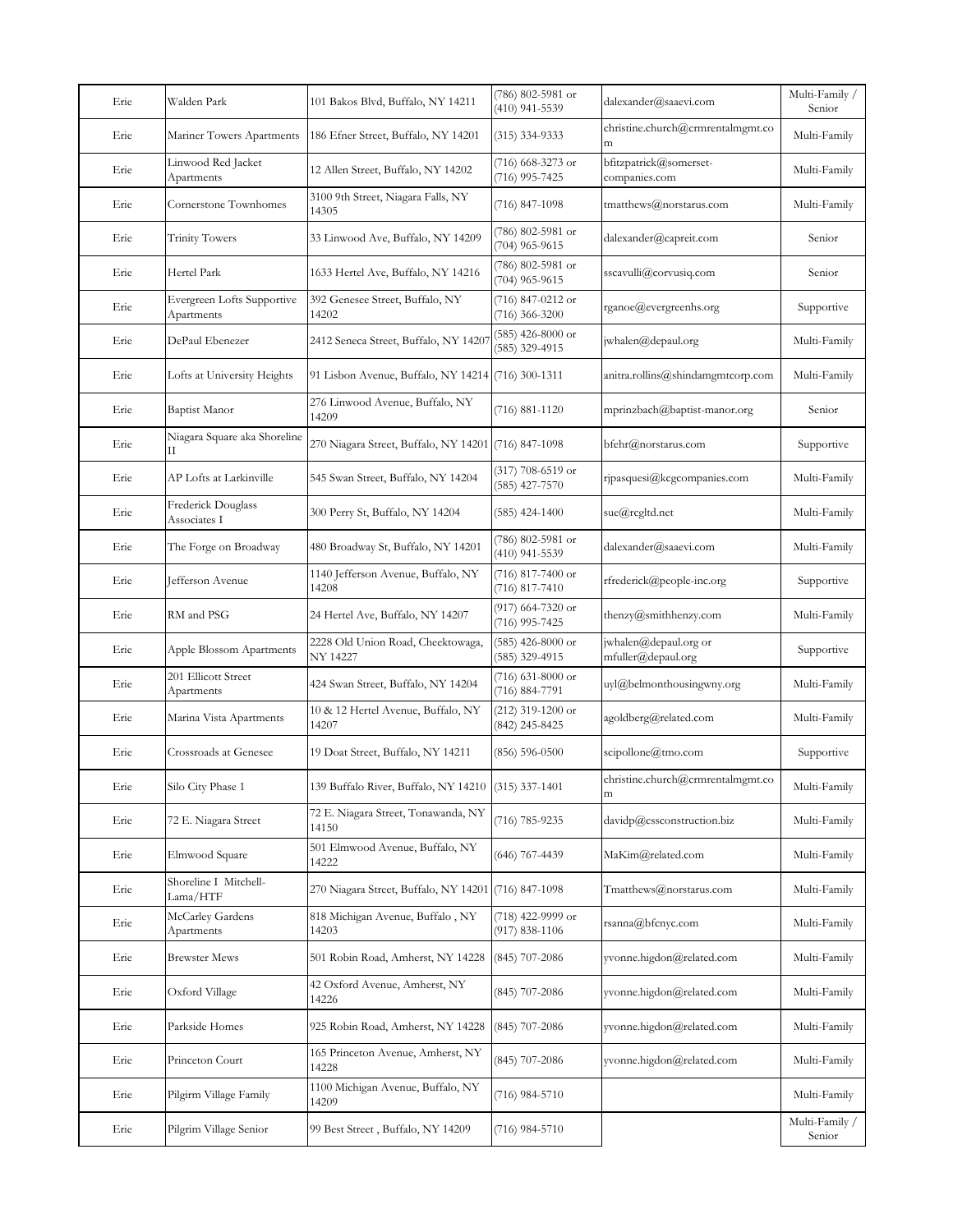| Erie | Walden Park | 101 Bakos Blvd, Buffalo, NY 14211 | (786) 802-5981 or (410) 941-5539 | dalexander@saaevi.com | Multi-Family / Senior |
|---|---|---|---|---|---|
| Erie | Mariner Towers Apartments | 186 Efner Street, Buffalo, NY 14201 | (315) 334-9333 | christine.church@crmrentalmgmt.com | Multi-Family |
| Erie | Linwood Red Jacket Apartments | 12 Allen Street, Buffalo, NY 14202 | (716) 668-3273 or (716) 995-7425 | bfitzpatrick@somerset-companies.com | Multi-Family |
| Erie | Cornerstone Townhomes | 3100 9th Street, Niagara Falls, NY 14305 | (716) 847-1098 | tmatthews@norstarus.com | Multi-Family |
| Erie | Trinity Towers | 33 Linwood Ave, Buffalo, NY 14209 | (786) 802-5981 or (704) 965-9615 | dalexander@capreit.com | Senior |
| Erie | Hertel Park | 1633 Hertel Ave, Buffalo, NY 14216 | (786) 802-5981 or (704) 965-9615 | sscavulli@corvusiq.com | Senior |
| Erie | Evergreen Lofts Supportive Apartments | 392 Genesee Street, Buffalo, NY 14202 | (716) 847-0212 or (716) 366-3200 | rganoe@evergreenhs.org | Supportive |
| Erie | DePaul Ebenezer | 2412 Seneca Street, Buffalo, NY 14207 | (585) 426-8000 or (585) 329-4915 | jwhalen@depaul.org | Multi-Family |
| Erie | Lofts at University Heights | 91 Lisbon Avenue, Buffalo, NY 14214 | (716) 300-1311 | anitra.rollins@shindamgmtcorp.com | Multi-Family |
| Erie | Baptist Manor | 276 Linwood Avenue, Buffalo, NY 14209 | (716) 881-1120 | mprinzbach@baptist-manor.org | Senior |
| Erie | Niagara Square aka Shoreline II | 270 Niagara Street, Buffalo, NY 14201 | (716) 847-1098 | bfehr@norstarus.com | Supportive |
| Erie | AP Lofts at Larkinville | 545 Swan Street, Buffalo, NY 14204 | (317) 708-6519 or (585) 427-7570 | rjpasquesi@kcgcompanies.com | Multi-Family |
| Erie | Frederick Douglass Associates I | 300 Perry St, Buffalo, NY 14204 | (585) 424-1400 | sue@rcgltd.net | Multi-Family |
| Erie | The Forge on Broadway | 480 Broadway St, Buffalo, NY 14201 | (786) 802-5981 or (410) 941-5539 | dalexander@saaevi.com | Multi-Family |
| Erie | Jefferson Avenue | 1140 Jefferson Avenue, Buffalo, NY 14208 | (716) 817-7400 or (716) 817-7410 | rfrederick@people-inc.org | Supportive |
| Erie | RM and PSG | 24 Hertel Ave, Buffalo, NY 14207 | (917) 664-7320 or (716) 995-7425 | thenzy@smithhenzy.com | Multi-Family |
| Erie | Apple Blossom Apartments | 2228 Old Union Road, Cheektowaga, NY 14227 | (585) 426-8000 or (585) 329-4915 | jwhalen@depaul.org or mfuller@depaul.org | Supportive |
| Erie | 201 Ellicott Street Apartments | 424 Swan Street, Buffalo, NY 14204 | (716) 631-8000 or (716) 884-7791 | uyl@belmonthousingwny.org | Multi-Family |
| Erie | Marina Vista Apartments | 10 & 12 Hertel Avenue, Buffalo, NY 14207 | (212) 319-1200 or (842) 245-8425 | agoldberg@related.com | Multi-Family |
| Erie | Crossroads at Genesee | 19 Doat Street, Buffalo, NY 14211 | (856) 596-0500 | scipollone@tmo.com | Supportive |
| Erie | Silo City Phase 1 | 139 Buffalo River, Buffalo, NY 14210 | (315) 337-1401 | christine.church@crmrentalmgmt.com | Multi-Family |
| Erie | 72 E. Niagara Street | 72 E. Niagara Street, Tonawanda, NY 14150 | (716) 785-9235 | davidp@cssconstruction.biz | Multi-Family |
| Erie | Elmwood Square | 501 Elmwood Avenue, Buffalo, NY 14222 | (646) 767-4439 | MaKim@related.com | Multi-Family |
| Erie | Shoreline I Mitchell-Lama/HTF | 270 Niagara Street, Buffalo, NY 14201 | (716) 847-1098 | Tmatthews@norstarus.com | Multi-Family |
| Erie | McCarley Gardens Apartments | 818 Michigan Avenue, Buffalo , NY 14203 | (718) 422-9999 or (917) 838-1106 | rsanna@bfcnyc.com | Multi-Family |
| Erie | Brewster Mews | 501 Robin Road, Amherst, NY 14228 | (845) 707-2086 | yvonne.higdon@related.com | Multi-Family |
| Erie | Oxford Village | 42 Oxford Avenue, Amherst, NY 14226 | (845) 707-2086 | yvonne.higdon@related.com | Multi-Family |
| Erie | Parkside Homes | 925 Robin Road, Amherst, NY 14228 | (845) 707-2086 | yvonne.higdon@related.com | Multi-Family |
| Erie | Princeton Court | 165 Princeton Avenue, Amherst, NY 14228 | (845) 707-2086 | yvonne.higdon@related.com | Multi-Family |
| Erie | Pilgirm Village Family | 1100 Michigan Avenue, Buffalo, NY 14209 | (716) 984-5710 | | Multi-Family |
| Erie | Pilgrim Village Senior | 99 Best Street , Buffalo, NY 14209 | (716) 984-5710 | | Multi-Family / Senior |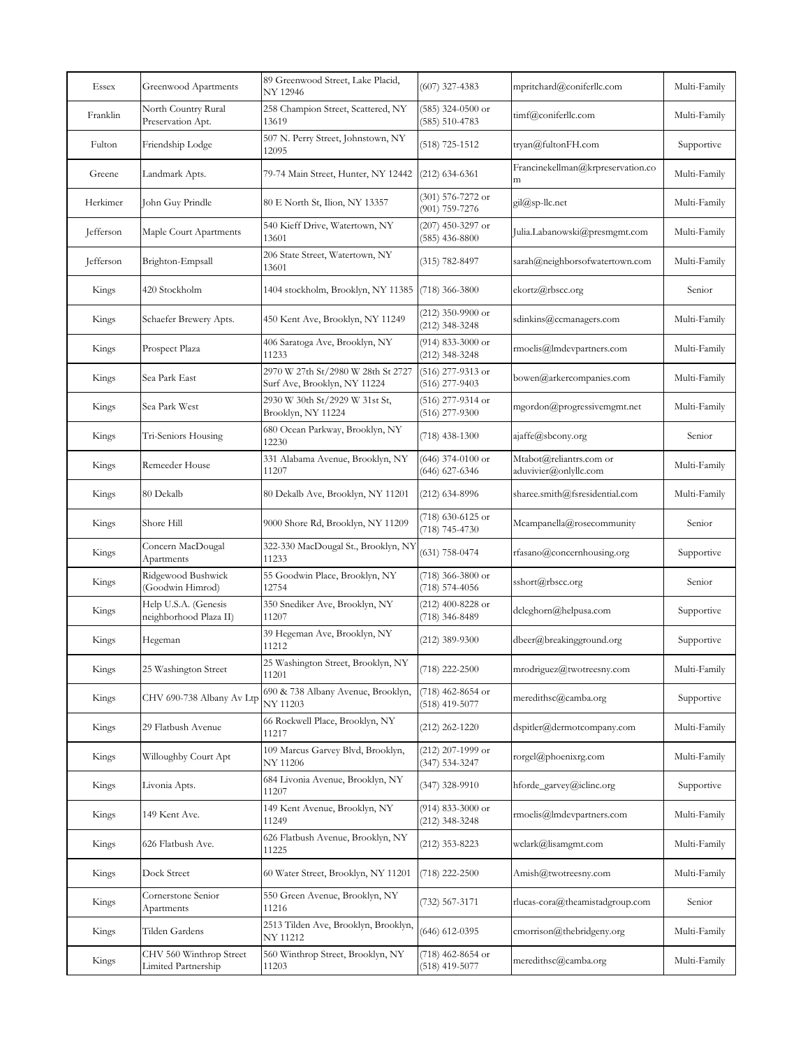| Essex | Greenwood Apartments | 89 Greenwood Street, Lake Placid, NY 12946 | (607) 327-4383 | mpritchard@coniferllc.com | Multi-Family |
|---|---|---|---|---|---|
| Franklin | North Country Rural Preservation Apt. | 258 Champion Street, Scattered, NY 13619 | (585) 324-0500 or (585) 510-4783 | timf@coniferllc.com | Multi-Family |
| Fulton | Friendship Lodge | 507 N. Perry Street, Johnstown, NY 12095 | (518) 725-1512 | tryan@fultonFH.com | Supportive |
| Greene | Landmark Apts. | 79-74 Main Street, Hunter, NY 12442 | (212) 634-6361 | Francinekellman@krpreservation.com | Multi-Family |
| Herkimer | John Guy Prindle | 80 E North St, Ilion, NY 13357 | (301) 576-7272 or (901) 759-7276 | gil@sp-llc.net | Multi-Family |
| Jefferson | Maple Court Apartments | 540 Kieff Drive, Watertown, NY 13601 | (207) 450-3297 or (585) 436-8800 | Julia.Labanowski@presmgmt.com | Multi-Family |
| Jefferson | Brighton-Empsall | 206 State Street, Watertown, NY 13601 | (315) 782-8497 | sarah@neighborsofwatertown.com | Multi-Family |
| Kings | 420 Stockholm | 1404 stockholm, Brooklyn, NY 11385 | (718) 366-3800 | ekortz@rbscc.org | Senior |
| Kings | Schaefer Brewery Apts. | 450 Kent Ave, Brooklyn, NY 11249 | (212) 350-9900 or (212) 348-3248 | sdinkins@ccmanagers.com | Multi-Family |
| Kings | Prospect Plaza | 406 Saratoga Ave, Brooklyn, NY 11233 | (914) 833-3000 or (212) 348-3248 | rmoelis@lmdevpartners.com | Multi-Family |
| Kings | Sea Park East | 2970 W 27th St/2980 W 28th St 2727 Surf Ave, Brooklyn, NY 11224 | (516) 277-9313 or (516) 277-9403 | bowen@arkercompanies.com | Multi-Family |
| Kings | Sea Park West | 2930 W 30th St/2929 W 31st St, Brooklyn, NY 11224 | (516) 277-9314 or (516) 277-9300 | mgordon@progressivemgmt.net | Multi-Family |
| Kings | Tri-Seniors Housing | 680 Ocean Parkway, Brooklyn, NY 12230 | (718) 438-1300 | ajaffe@sbcony.org | Senior |
| Kings | Remeeder House | 331 Alabama Avenue, Brooklyn, NY 11207 | (646) 374-0100 or (646) 627-6346 | Mtabot@reliantrs.com or aduvivier@onlyllc.com | Multi-Family |
| Kings | 80 Dekalb | 80 Dekalb Ave, Brooklyn, NY 11201 | (212) 634-8996 | sharee.smith@fsresidential.com | Multi-Family |
| Kings | Shore Hill | 9000 Shore Rd, Brooklyn, NY 11209 | (718) 630-6125 or (718) 745-4730 | Mcampanella@rosecommunity | Senior |
| Kings | Concern MacDougal Apartments | 322-330 MacDougal St., Brooklyn, NY 11233 | (631) 758-0474 | rfasano@concernhousing.org | Supportive |
| Kings | Ridgewood Bushwick (Goodwin Himrod) | 55 Goodwin Place, Brooklyn, NY 12754 | (718) 366-3800 or (718) 574-4056 | sshort@rbscc.org | Senior |
| Kings | Help U.S.A. (Genesis neighborhood Plaza II) | 350 Snediker Ave, Brooklyn, NY 11207 | (212) 400-8228 or (718) 346-8489 | dcleghorn@helpusa.com | Supportive |
| Kings | Hegeman | 39 Hegeman Ave, Brooklyn, NY 11212 | (212) 389-9300 | dbeer@breakingground.org | Supportive |
| Kings | 25 Washington Street | 25 Washington Street, Brooklyn, NY 11201 | (718) 222-2500 | mrodriguez@twotreesny.com | Multi-Family |
| Kings | CHV 690-738 Albany Av Ltp | 690 & 738 Albany Avenue, Brooklyn, NY 11203 | (718) 462-8654 or (518) 419-5077 | meredithsc@camba.org | Supportive |
| Kings | 29 Flatbush Avenue | 66 Rockwell Place, Brooklyn, NY 11217 | (212) 262-1220 | dspitler@dermotcompany.com | Multi-Family |
| Kings | Willoughby Court Apt | 109 Marcus Garvey Blvd, Brooklyn, NY 11206 | (212) 207-1999 or (347) 534-3247 | rorgel@phoenixrg.com | Multi-Family |
| Kings | Livonia Apts. | 684 Livonia Avenue, Brooklyn, NY 11207 | (347) 328-9910 | hforde_garvey@iclinc.org | Supportive |
| Kings | 149 Kent Ave. | 149 Kent Avenue, Brooklyn, NY 11249 | (914) 833-3000 or (212) 348-3248 | rmoelis@lmdevpartners.com | Multi-Family |
| Kings | 626 Flatbush Ave. | 626 Flatbush Avenue, Brooklyn, NY 11225 | (212) 353-8223 | wclark@lisamgmt.com | Multi-Family |
| Kings | Dock Street | 60 Water Street, Brooklyn, NY 11201 | (718) 222-2500 | Amish@twotreesny.com | Multi-Family |
| Kings | Cornerstone Senior Apartments | 550 Green Avenue, Brooklyn, NY 11216 | (732) 567-3171 | rlucas-cora@theamistadgroup.com | Senior |
| Kings | Tilden Gardens | 2513 Tilden Ave, Brooklyn, Brooklyn, NY 11212 | (646) 612-0395 | cmorrison@thebridgeny.org | Multi-Family |
| Kings | CHV 560 Winthrop Street Limited Partnership | 560 Winthrop Street, Brooklyn, NY 11203 | (718) 462-8654 or (518) 419-5077 | meredithsc@camba.org | Multi-Family |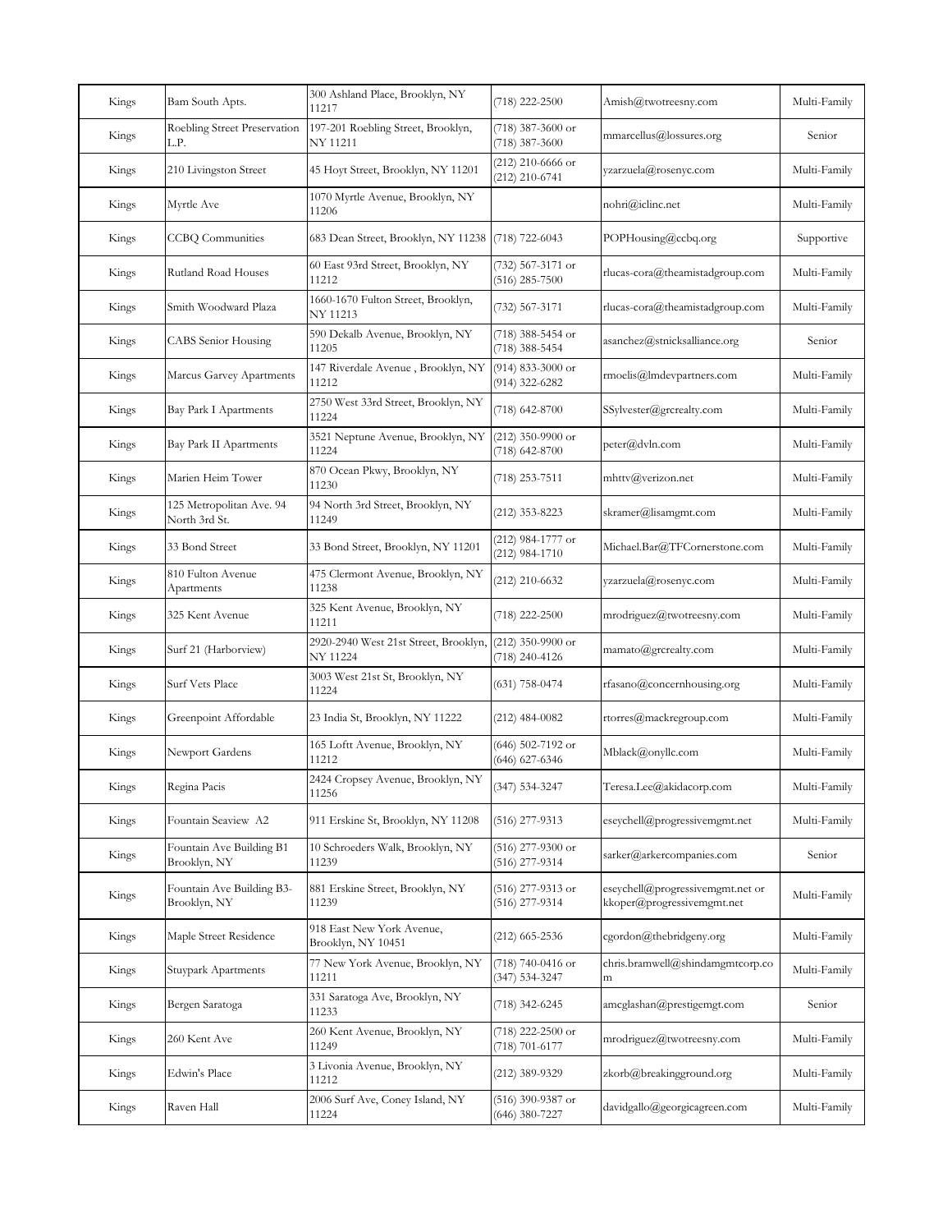| Kings | Bam South Apts. | 300 Ashland Place, Brooklyn, NY 11217 | (718) 222-2500 | Amish@twotreesny.com | Multi-Family |
|---|---|---|---|---|---|
| Kings | Roebling Street Preservation L.P. | 197-201 Roebling Street, Brooklyn, NY 11211 | (718) 387-3600 or (718) 387-3600 | mmarcellus@lossures.org | Senior |
| Kings | 210 Livingston Street | 45 Hoyt Street, Brooklyn, NY 11201 | (212) 210-6666 or (212) 210-6741 | yzarzuela@rosenyc.com | Multi-Family |
| Kings | Myrtle Ave | 1070 Myrtle Avenue, Brooklyn, NY 11206 | | nohri@iclinc.net | Multi-Family |
| Kings | CCBQ Communities | 683 Dean Street, Brooklyn, NY 11238 | (718) 722-6043 | POPHousing@ccbq.org | Supportive |
| Kings | Rutland Road Houses | 60 East 93rd Street, Brooklyn, NY 11212 | (732) 567-3171 or (516) 285-7500 | rlucas-cora@theamistadgroup.com | Multi-Family |
| Kings | Smith Woodward Plaza | 1660-1670 Fulton Street, Brooklyn, NY 11213 | (732) 567-3171 | rlucas-cora@theamistadgroup.com | Multi-Family |
| Kings | CABS Senior Housing | 590 Dekalb Avenue, Brooklyn, NY 11205 | (718) 388-5454 or (718) 388-5454 | asanchez@stnicksalliance.org | Senior |
| Kings | Marcus Garvey Apartments | 147 Riverdale Avenue , Brooklyn, NY 11212 | (914) 833-3000 or (914) 322-6282 | rmoelis@lmdevpartners.com | Multi-Family |
| Kings | Bay Park I Apartments | 2750 West 33rd Street, Brooklyn, NY 11224 | (718) 642-8700 | SSylvester@grcrealty.com | Multi-Family |
| Kings | Bay Park II Apartments | 3521 Neptune Avenue, Brooklyn, NY 11224 | (212) 350-9900 or (718) 642-8700 | peter@dvln.com | Multi-Family |
| Kings | Marien Heim Tower | 870 Ocean Pkwy, Brooklyn, NY 11230 | (718) 253-7511 | mhttv@verizon.net | Multi-Family |
| Kings | 125 Metropolitan Ave. 94 North 3rd St. | 94 North 3rd Street, Brooklyn, NY 11249 | (212) 353-8223 | skramer@lisamgmt.com | Multi-Family |
| Kings | 33 Bond Street | 33 Bond Street, Brooklyn, NY 11201 | (212) 984-1777 or (212) 984-1710 | Michael.Bar@TFCornerstone.com | Multi-Family |
| Kings | 810 Fulton Avenue Apartments | 475 Clermont Avenue, Brooklyn, NY 11238 | (212) 210-6632 | yzarzuela@rosenyc.com | Multi-Family |
| Kings | 325 Kent Avenue | 325 Kent Avenue, Brooklyn, NY 11211 | (718) 222-2500 | mrodriguez@twotreesny.com | Multi-Family |
| Kings | Surf 21 (Harborview) | 2920-2940 West 21st Street, Brooklyn, NY 11224 | (212) 350-9900 or (718) 240-4126 | mamato@grcrealty.com | Multi-Family |
| Kings | Surf Vets Place | 3003 West 21st St, Brooklyn, NY 11224 | (631) 758-0474 | rfasano@concernhousing.org | Multi-Family |
| Kings | Greenpoint Affordable | 23 India St, Brooklyn, NY 11222 | (212) 484-0082 | rtorres@mackregroup.com | Multi-Family |
| Kings | Newport Gardens | 165 Loftt Avenue, Brooklyn, NY 11212 | (646) 502-7192 or (646) 627-6346 | Mblack@onyllc.com | Multi-Family |
| Kings | Regina Pacis | 2424 Cropsey Avenue, Brooklyn, NY 11256 | (347) 534-3247 | Teresa.Lee@akidacorp.com | Multi-Family |
| Kings | Fountain Seaview A2 | 911 Erskine St, Brooklyn, NY 11208 | (516) 277-9313 | eseychell@progressivemgmt.net | Multi-Family |
| Kings | Fountain Ave Building B1 Brooklyn, NY | 10 Schroeders Walk, Brooklyn, NY 11239 | (516) 277-9300 or (516) 277-9314 | sarker@arkercompanies.com | Senior |
| Kings | Fountain Ave Building B3-Brooklyn, NY | 881 Erskine Street, Brooklyn, NY 11239 | (516) 277-9313 or (516) 277-9314 | eseychell@progressivemgmt.net or kkoper@progressivemgmt.net | Multi-Family |
| Kings | Maple Street Residence | 918 East New York Avenue, Brooklyn, NY 10451 | (212) 665-2536 | cgordon@thebridgeny.org | Multi-Family |
| Kings | Stuypark Apartments | 77 New York Avenue, Brooklyn, NY 11211 | (718) 740-0416 or (347) 534-3247 | chris.bramwell@shindamgmtcorp.com | Multi-Family |
| Kings | Bergen Saratoga | 331 Saratoga Ave, Brooklyn, NY 11233 | (718) 342-6245 | amcglashan@prestigemgt.com | Senior |
| Kings | 260 Kent Ave | 260 Kent Avenue, Brooklyn, NY 11249 | (718) 222-2500 or (718) 701-6177 | mrodriguez@twotreesny.com | Multi-Family |
| Kings | Edwin's Place | 3 Livonia Avenue, Brooklyn, NY 11212 | (212) 389-9329 | zkorb@breakingground.org | Multi-Family |
| Kings | Raven Hall | 2006 Surf Ave, Coney Island, NY 11224 | (516) 390-9387 or (646) 380-7227 | davidgallo@georgicagreen.com | Multi-Family |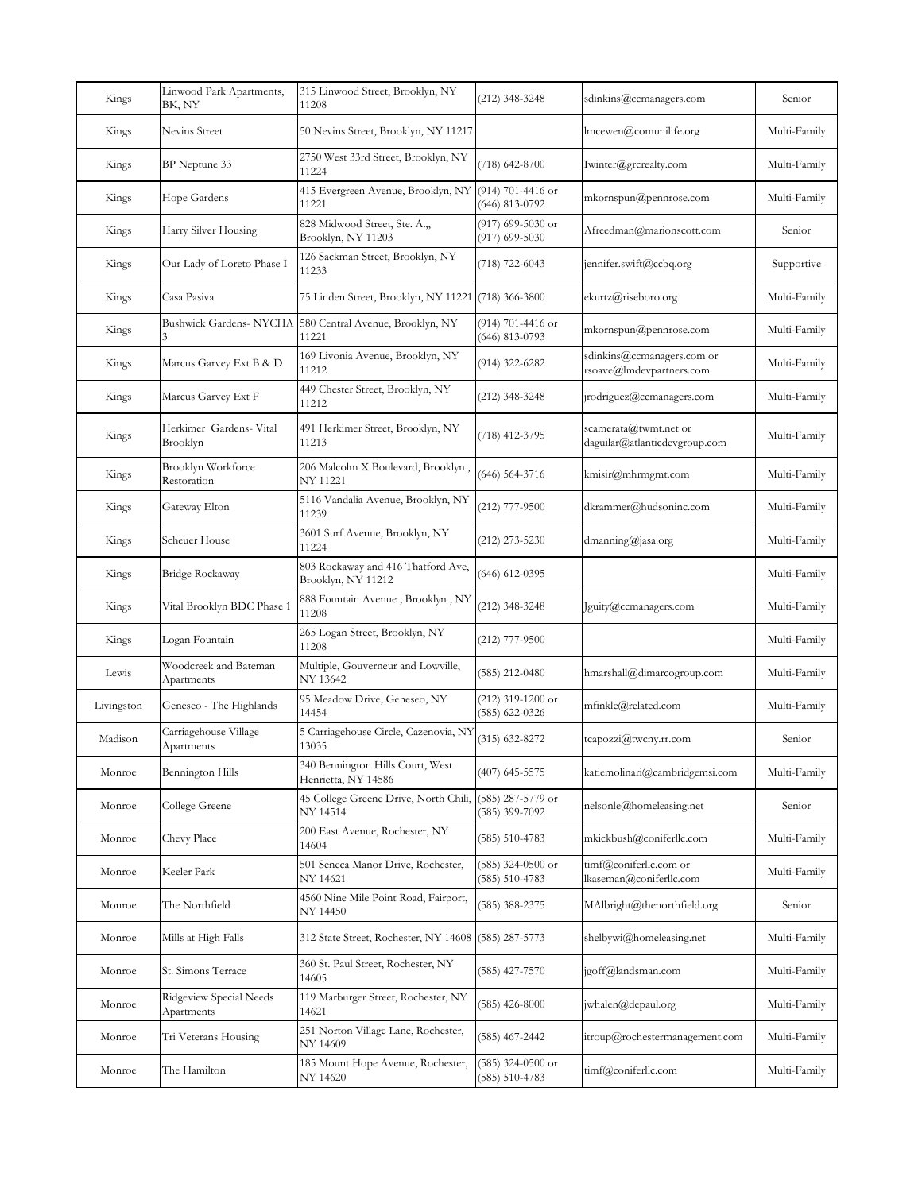| Kings | Linwood Park Apartments, BK, NY | 315 Linwood Street, Brooklyn, NY 11208 | (212) 348-3248 | sdinkins@ccmanagers.com | Senior |
|---|---|---|---|---|---|
| Kings | Nevins Street | 50 Nevins Street, Brooklyn, NY 11217 | | lmcewen@comunilife.org | Multi-Family |
| Kings | BP Neptune 33 | 2750 West 33rd Street, Brooklyn, NY 11224 | (718) 642-8700 | Iwinter@grcrealty.com | Multi-Family |
| Kings | Hope Gardens | 415 Evergreen Avenue, Brooklyn, NY 11221 | (914) 701-4416 or (646) 813-0792 | mkornspun@pennrose.com | Multi-Family |
| Kings | Harry Silver Housing | 828 Midwood Street, Ste. A.,, Brooklyn, NY 11203 | (917) 699-5030 or (917) 699-5030 | Afreedman@marionscott.com | Senior |
| Kings | Our Lady of Loreto Phase I | 126 Sackman Street, Brooklyn, NY 11233 | (718) 722-6043 | jennifer.swift@ccbq.org | Supportive |
| Kings | Casa Pasiva | 75 Linden Street, Brooklyn, NY 11221 | (718) 366-3800 | ekurtz@riseboro.org | Multi-Family |
| Kings | Bushwick Gardens- NYCHA 3 | 580 Central Avenue, Brooklyn, NY 11221 | (914) 701-4416 or (646) 813-0793 | mkornspun@pennrose.com | Multi-Family |
| Kings | Marcus Garvey Ext B & D | 169 Livonia Avenue, Brooklyn, NY 11212 | (914) 322-6282 | sdinkins@ccmanagers.com or rsoave@lmdevpartners.com | Multi-Family |
| Kings | Marcus Garvey Ext F | 449 Chester Street, Brooklyn, NY 11212 | (212) 348-3248 | jrodriguez@ccmanagers.com | Multi-Family |
| Kings | Herkimer Gardens- Vital Brooklyn | 491 Herkimer Street, Brooklyn, NY 11213 | (718) 412-3795 | scamerata@twmt.net or daguilar@atlanticdevgroup.com | Multi-Family |
| Kings | Brooklyn Workforce Restoration | 206 Malcolm X Boulevard, Brooklyn , NY 11221 | (646) 564-3716 | kmisir@mhrmgmt.com | Multi-Family |
| Kings | Gateway Elton | 5116 Vandalia Avenue, Brooklyn, NY 11239 | (212) 777-9500 | dkrammer@hudsoninc.com | Multi-Family |
| Kings | Scheuer House | 3601 Surf Avenue, Brooklyn, NY 11224 | (212) 273-5230 | dmanning@jasa.org | Multi-Family |
| Kings | Bridge Rockaway | 803 Rockaway and 416 Thatford Ave, Brooklyn, NY 11212 | (646) 612-0395 | | Multi-Family |
| Kings | Vital Brooklyn BDC Phase 1 | 888 Fountain Avenue , Brooklyn , NY 11208 | (212) 348-3248 | Jguity@ccmanagers.com | Multi-Family |
| Kings | Logan Fountain | 265 Logan Street, Brooklyn, NY 11208 | (212) 777-9500 | | Multi-Family |
| Lewis | Woodcreek and Bateman Apartments | Multiple, Gouverneur and Lowville, NY 13642 | (585) 212-0480 | hmarshall@dimarcogroup.com | Multi-Family |
| Livingston | Geneseo - The Highlands | 95 Meadow Drive, Geneseo, NY 14454 | (212) 319-1200 or (585) 622-0326 | mfinkle@related.com | Multi-Family |
| Madison | Carriagehouse Village Apartments | 5 Carriagehouse Circle, Cazenovia, NY 13035 | (315) 632-8272 | tcapozzi@twcny.rr.com | Senior |
| Monroe | Bennington Hills | 340 Bennington Hills Court, West Henrietta, NY 14586 | (407) 645-5575 | katiemolinari@cambridgemsi.com | Multi-Family |
| Monroe | College Greene | 45 College Greene Drive, North Chili, NY 14514 | (585) 287-5779 or (585) 399-7092 | nelsonle@homeleasing.net | Senior |
| Monroe | Chevy Place | 200 East Avenue, Rochester, NY 14604 | (585) 510-4783 | mkickbush@coniferllc.com | Multi-Family |
| Monroe | Keeler Park | 501 Seneca Manor Drive, Rochester, NY 14621 | (585) 324-0500 or (585) 510-4783 | timf@coniferllc.com or lkaseman@coniferllc.com | Multi-Family |
| Monroe | The Northfield | 4560 Nine Mile Point Road, Fairport, NY 14450 | (585) 388-2375 | MAlbright@thenorthfield.org | Senior |
| Monroe | Mills at High Falls | 312 State Street, Rochester, NY 14608 | (585) 287-5773 | shelbywi@homeleasing.net | Multi-Family |
| Monroe | St. Simons Terrace | 360 St. Paul Street, Rochester, NY 14605 | (585) 427-7570 | jgoff@landsman.com | Multi-Family |
| Monroe | Ridgeview Special Needs Apartments | 119 Marburger Street, Rochester, NY 14621 | (585) 426-8000 | jwhalen@depaul.org | Multi-Family |
| Monroe | Tri Veterans Housing | 251 Norton Village Lane, Rochester, NY 14609 | (585) 467-2442 | itroup@rochestermanagement.com | Multi-Family |
| Monroe | The Hamilton | 185 Mount Hope Avenue, Rochester, NY 14620 | (585) 324-0500 or (585) 510-4783 | timf@coniferllc.com | Multi-Family |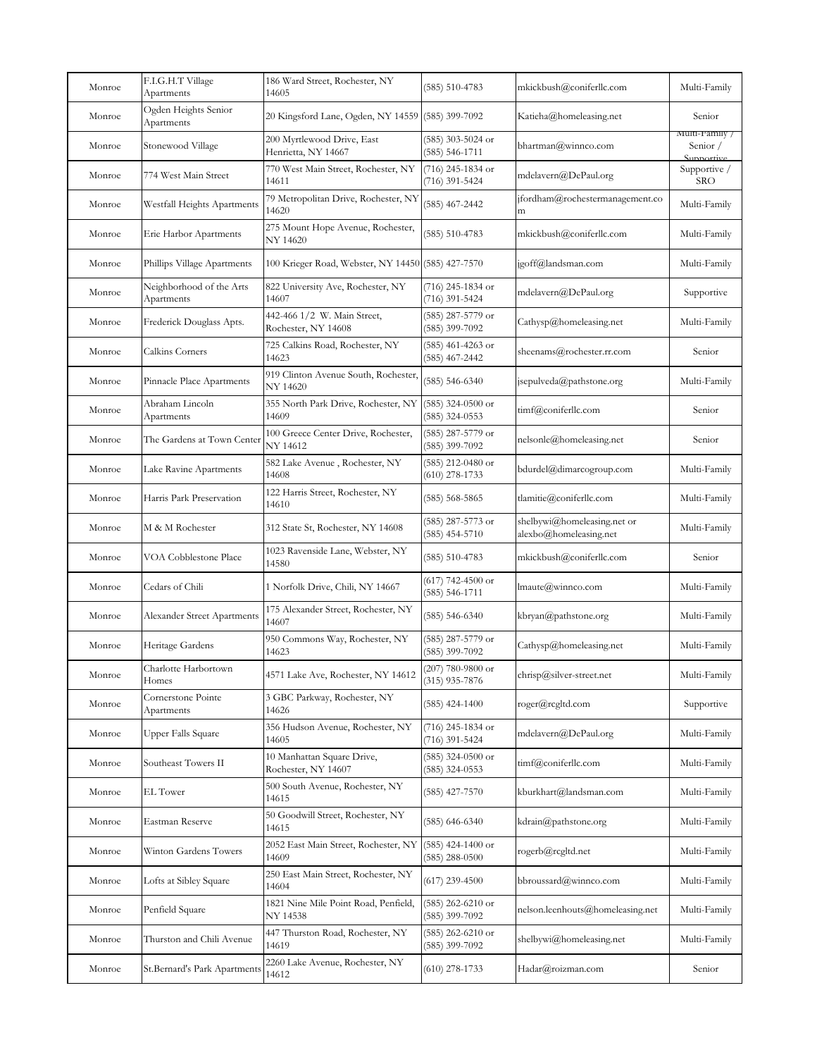| | | | | | |
|---|---|---|---|---|---|
| Monroe | F.I.G.H.T Village Apartments | 186 Ward Street, Rochester, NY 14605 | (585) 510-4783 | mkickbush@coniferllc.com | Multi-Family |
| Monroe | Ogden Heights Senior Apartments | 20 Kingsford Lane, Ogden, NY 14559 | (585) 399-7092 | Katieha@homeleasing.net | Senior |
| Monroe | Stonewood Village | 200 Myrtlewood Drive, East Henrietta, NY 14667 | (585) 303-5024 or (585) 546-1711 | bhartman@winnco.com | Multi-Family / Senior / Supportive |
| Monroe | 774 West Main Street | 770 West Main Street, Rochester, NY 14611 | (716) 245-1834 or (716) 391-5424 | mdelavern@DePaul.org | Supportive / SRO |
| Monroe | Westfall Heights Apartments | 79 Metropolitan Drive, Rochester, NY 14620 | (585) 467-2442 | jfordham@rochestermanagement.com | Multi-Family |
| Monroe | Erie Harbor Apartments | 275 Mount Hope Avenue, Rochester, NY 14620 | (585) 510-4783 | mkickbush@coniferllc.com | Multi-Family |
| Monroe | Phillips Village Apartments | 100 Krieger Road, Webster, NY 14450 | (585) 427-7570 | jgoff@landsman.com | Multi-Family |
| Monroe | Neighborhood of the Arts Apartments | 822 University Ave, Rochester, NY 14607 | (716) 245-1834 or (716) 391-5424 | mdelavern@DePaul.org | Supportive |
| Monroe | Frederick Douglass Apts. | 442-466 1/2 W. Main Street, Rochester, NY 14608 | (585) 287-5779 or (585) 399-7092 | Cathysp@homeleasing.net | Multi-Family |
| Monroe | Calkins Corners | 725 Calkins Road, Rochester, NY 14623 | (585) 461-4263 or (585) 467-2442 | sheenams@rochester.rr.com | Senior |
| Monroe | Pinnacle Place Apartments | 919 Clinton Avenue South, Rochester, NY 14620 | (585) 546-6340 | jsepulveda@pathstone.org | Multi-Family |
| Monroe | Abraham Lincoln Apartments | 355 North Park Drive, Rochester, NY 14609 | (585) 324-0500 or (585) 324-0553 | timf@coniferllc.com | Senior |
| Monroe | The Gardens at Town Center | 100 Greece Center Drive, Rochester, NY 14612 | (585) 287-5779 or (585) 399-7092 | nelsonle@homeleasing.net | Senior |
| Monroe | Lake Ravine Apartments | 582 Lake Avenue , Rochester, NY 14608 | (585) 212-0480 or (610) 278-1733 | bdurdel@dimarcogroup.com | Multi-Family |
| Monroe | Harris Park Preservation | 122 Harris Street, Rochester, NY 14610 | (585) 568-5865 | tlamitie@coniferllc.com | Multi-Family |
| Monroe | M & M Rochester | 312 State St, Rochester, NY 14608 | (585) 287-5773 or (585) 454-5710 | shelbywi@homeleasing.net or alexbo@homeleasing.net | Multi-Family |
| Monroe | VOA Cobblestone Place | 1023 Ravenside Lane, Webster, NY 14580 | (585) 510-4783 | mkickbush@coniferllc.com | Senior |
| Monroe | Cedars of Chili | 1 Norfolk Drive, Chili, NY 14667 | (617) 742-4500 or (585) 546-1711 | lmaute@winnco.com | Multi-Family |
| Monroe | Alexander Street Apartments | 175 Alexander Street, Rochester, NY 14607 | (585) 546-6340 | kbryan@pathstone.org | Multi-Family |
| Monroe | Heritage Gardens | 950 Commons Way, Rochester, NY 14623 | (585) 287-5779 or (585) 399-7092 | Cathysp@homeleasing.net | Multi-Family |
| Monroe | Charlotte Harbortown Homes | 4571 Lake Ave, Rochester, NY 14612 | (207) 780-9800 or (315) 935-7876 | chrisp@silver-street.net | Multi-Family |
| Monroe | Cornerstone Pointe Apartments | 3 GBC Parkway, Rochester, NY 14626 | (585) 424-1400 | roger@rcgltd.com | Supportive |
| Monroe | Upper Falls Square | 356 Hudson Avenue, Rochester, NY 14605 | (716) 245-1834 or (716) 391-5424 | mdelavern@DePaul.org | Multi-Family |
| Monroe | Southeast Towers II | 10 Manhattan Square Drive, Rochester, NY 14607 | (585) 324-0500 or (585) 324-0553 | timf@coniferllc.com | Multi-Family |
| Monroe | EL Tower | 500 South Avenue, Rochester, NY 14615 | (585) 427-7570 | kburkhart@landsman.com | Multi-Family |
| Monroe | Eastman Reserve | 50 Goodwill Street, Rochester, NY 14615 | (585) 646-6340 | kdrain@pathstone.org | Multi-Family |
| Monroe | Winton Gardens Towers | 2052 East Main Street, Rochester, NY 14609 | (585) 424-1400 or (585) 288-0500 | rogerb@rcgltd.net | Multi-Family |
| Monroe | Lofts at Sibley Square | 250 East Main Street, Rochester, NY 14604 | (617) 239-4500 | bbroussard@winnco.com | Multi-Family |
| Monroe | Penfield Square | 1821 Nine Mile Point Road, Penfield, NY 14538 | (585) 262-6210 or (585) 399-7092 | nelson.leenhouts@homeleasing.net | Multi-Family |
| Monroe | Thurston and Chili Avenue | 447 Thurston Road, Rochester, NY 14619 | (585) 262-6210 or (585) 399-7092 | shelbywi@homeleasing.net | Multi-Family |
| Monroe | St.Bernard's Park Apartments | 2260 Lake Avenue, Rochester, NY 14612 | (610) 278-1733 | Hadar@roizman.com | Senior |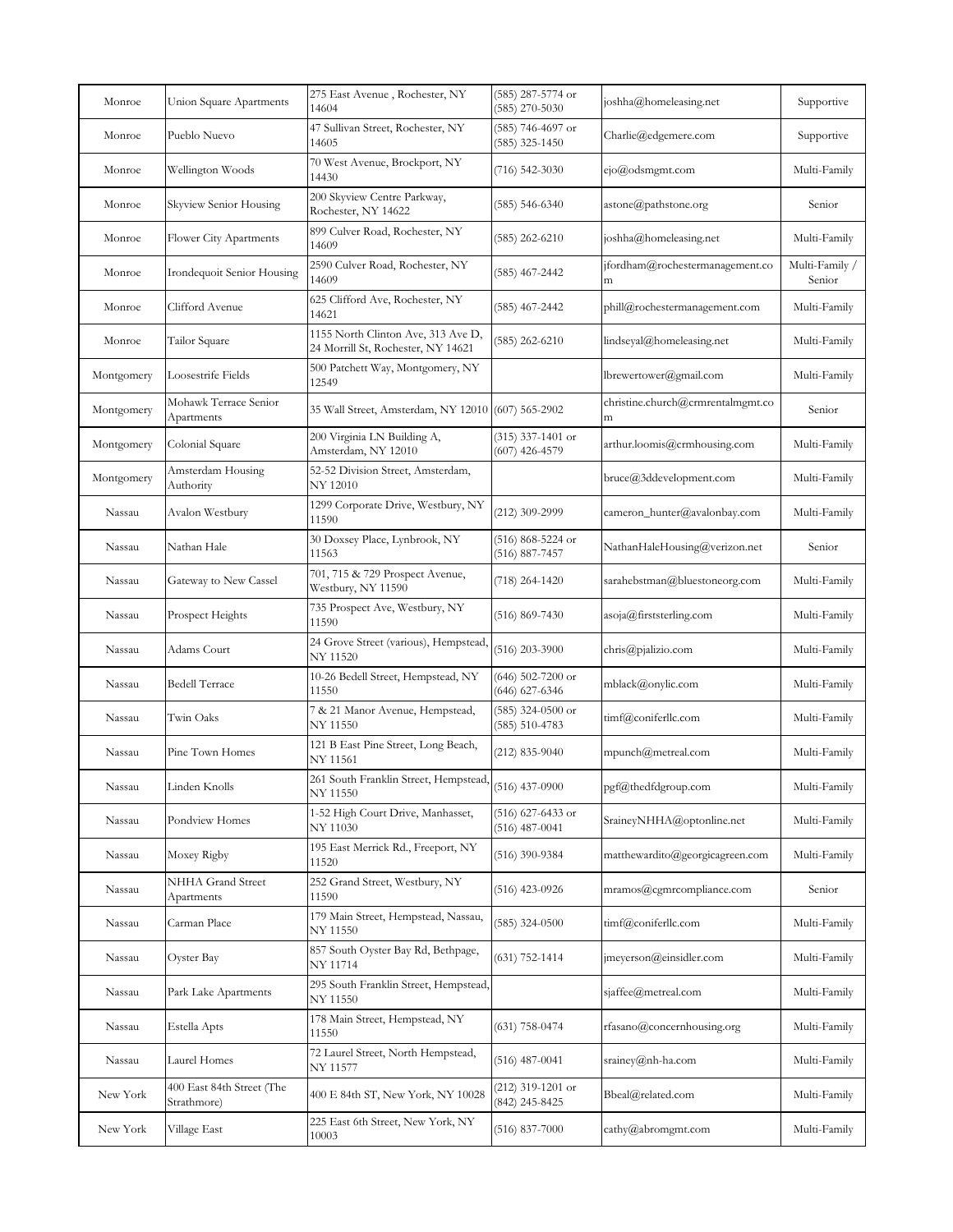| Monroe | Union Square Apartments | 275 East Avenue , Rochester, NY 14604 | (585) 287-5774 or (585) 270-5030 | joshha@homeleasing.net | Supportive |
|---|---|---|---|---|---|
| Monroe | Pueblo Nuevo | 47 Sullivan Street, Rochester, NY 14605 | (585) 746-4697 or (585) 325-1450 | Charlie@edgemere.com | Supportive |
| Monroe | Wellington Woods | 70 West Avenue, Brockport, NY 14430 | (716) 542-3030 | ejo@odsmgmt.com | Multi-Family |
| Monroe | Skyview Senior Housing | 200 Skyview Centre Parkway, Rochester, NY 14622 | (585) 546-6340 | astone@pathstone.org | Senior |
| Monroe | Flower City Apartments | 899 Culver Road, Rochester, NY 14609 | (585) 262-6210 | joshha@homeleasing.net | Multi-Family |
| Monroe | Irondequoit Senior Housing | 2590 Culver Road, Rochester, NY 14609 | (585) 467-2442 | jfordham@rochestermanagement.com | Multi-Family / Senior |
| Monroe | Clifford Avenue | 625 Clifford Ave, Rochester, NY 14621 | (585) 467-2442 | phill@rochestermanagement.com | Multi-Family |
| Monroe | Tailor Square | 1155 North Clinton Ave, 313 Ave D, 24 Morrill St, Rochester, NY 14621 | (585) 262-6210 | lindseyal@homeleasing.net | Multi-Family |
| Montgomery | Loosestrife Fields | 500 Patchett Way, Montgomery, NY 12549 | | lbrewertower@gmail.com | Multi-Family |
| Montgomery | Mohawk Terrace Senior Apartments | 35 Wall Street, Amsterdam, NY 12010 | (607) 565-2902 | christine.church@crmrentalmgmt.com | Senior |
| Montgomery | Colonial Square | 200 Virginia LN Building A, Amsterdam, NY 12010 | (315) 337-1401 or (607) 426-4579 | arthur.loomis@crmhousing.com | Multi-Family |
| Montgomery | Amsterdam Housing Authority | 52-52 Division Street, Amsterdam, NY 12010 | | bruce@3ddevelopment.com | Multi-Family |
| Nassau | Avalon Westbury | 1299 Corporate Drive, Westbury, NY 11590 | (212) 309-2999 | cameron_hunter@avalonbay.com | Multi-Family |
| Nassau | Nathan Hale | 30 Doxsey Place, Lynbrook, NY 11563 | (516) 868-5224 or (516) 887-7457 | NathanHaleHousing@verizon.net | Senior |
| Nassau | Gateway to New Cassel | 701, 715 & 729 Prospect Avenue, Westbury, NY 11590 | (718) 264-1420 | sarahebstman@bluestoneorg.com | Multi-Family |
| Nassau | Prospect Heights | 735 Prospect Ave, Westbury, NY 11590 | (516) 869-7430 | asoja@firststerling.com | Multi-Family |
| Nassau | Adams Court | 24 Grove Street (various), Hempstead, NY 11520 | (516) 203-3900 | chris@pjalizio.com | Multi-Family |
| Nassau | Bedell Terrace | 10-26 Bedell Street, Hempstead, NY 11550 | (646) 502-7200 or (646) 627-6346 | mblack@onylic.com | Multi-Family |
| Nassau | Twin Oaks | 7 & 21 Manor Avenue, Hempstead, NY 11550 | (585) 324-0500 or (585) 510-4783 | timf@coniferllc.com | Multi-Family |
| Nassau | Pine Town Homes | 121 B East Pine Street, Long Beach, NY 11561 | (212) 835-9040 | mpunch@metreal.com | Multi-Family |
| Nassau | Linden Knolls | 261 South Franklin Street, Hempstead, NY 11550 | (516) 437-0900 | pgf@thedfdgroup.com | Multi-Family |
| Nassau | Pondview Homes | 1-52 High Court Drive, Manhasset, NY 11030 | (516) 627-6433 or (516) 487-0041 | SraineyNHHA@optonline.net | Multi-Family |
| Nassau | Moxey Rigby | 195 East Merrick Rd., Freeport, NY 11520 | (516) 390-9384 | matthewardito@georgicagreen.com | Multi-Family |
| Nassau | NHHA Grand Street Apartments | 252 Grand Street, Westbury, NY 11590 | (516) 423-0926 | mramos@cgmrcompliance.com | Senior |
| Nassau | Carman Place | 179 Main Street, Hempstead, Nassau, NY 11550 | (585) 324-0500 | timf@coniferllc.com | Multi-Family |
| Nassau | Oyster Bay | 857 South Oyster Bay Rd, Bethpage, NY 11714 | (631) 752-1414 | jmeyerson@einsidler.com | Multi-Family |
| Nassau | Park Lake Apartments | 295 South Franklin Street, Hempstead, NY 11550 | | sjaffee@metreal.com | Multi-Family |
| Nassau | Estella Apts | 178 Main Street, Hempstead, NY 11550 | (631) 758-0474 | rfasano@concernhousing.org | Multi-Family |
| Nassau | Laurel Homes | 72 Laurel Street, North Hempstead, NY 11577 | (516) 487-0041 | srainey@nh-ha.com | Multi-Family |
| New York | 400 East 84th Street (The Strathmore) | 400 E 84th ST, New York, NY 10028 | (212) 319-1201 or (842) 245-8425 | Bbeal@related.com | Multi-Family |
| New York | Village East | 225 East 6th Street, New York, NY 10003 | (516) 837-7000 | cathy@abromgmt.com | Multi-Family |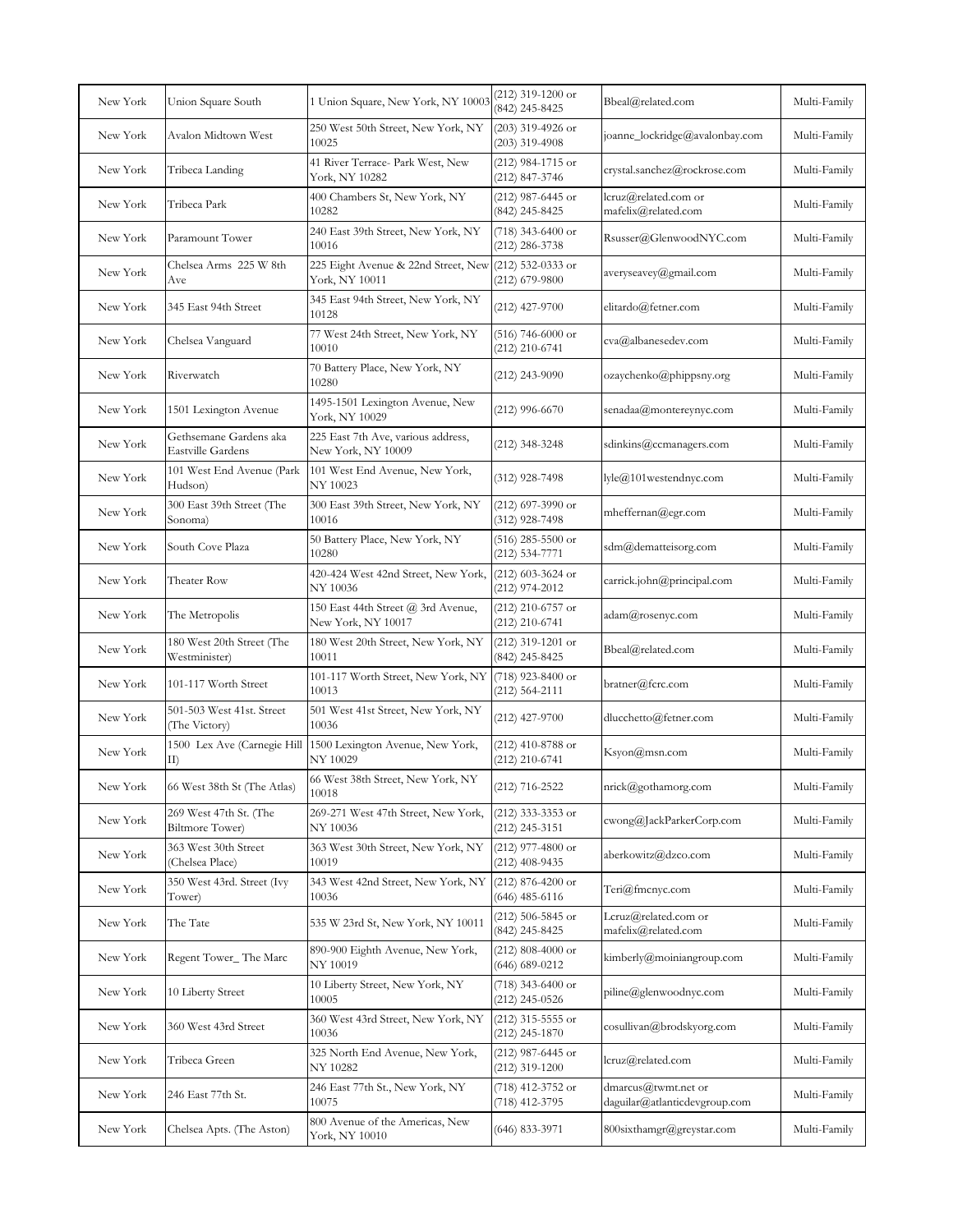| | | | | | |
|---|---|---|---|---|---|
| New York | Union Square South | 1 Union Square, New York, NY 10003 | (212) 319-1200 or (842) 245-8425 | Bbeal@related.com | Multi-Family |
| New York | Avalon Midtown West | 250 West 50th Street, New York, NY 10025 | (203) 319-4926 or (203) 319-4908 | joanne_lockridge@avalonbay.com | Multi-Family |
| New York | Tribeca Landing | 41 River Terrace- Park West, New York, NY 10282 | (212) 984-1715 or (212) 847-3746 | crystal.sanchez@rockrose.com | Multi-Family |
| New York | Tribeca Park | 400 Chambers St, New York, NY 10282 | (212) 987-6445 or (842) 245-8425 | lcruz@related.com or mafelix@related.com | Multi-Family |
| New York | Paramount Tower | 240 East 39th Street, New York, NY 10016 | (718) 343-6400 or (212) 286-3738 | Rsusser@GlenwoodNYC.com | Multi-Family |
| New York | Chelsea Arms 225 W 8th Ave | 225 Eight Avenue & 22nd Street, New York, NY 10011 | (212) 532-0333 or (212) 679-9800 | averyseavey@gmail.com | Multi-Family |
| New York | 345 East 94th Street | 345 East 94th Street, New York, NY 10128 | (212) 427-9700 | elitardo@fetner.com | Multi-Family |
| New York | Chelsea Vanguard | 77 West 24th Street, New York, NY 10010 | (516) 746-6000 or (212) 210-6741 | cva@albanesedev.com | Multi-Family |
| New York | Riverwatch | 70 Battery Place, New York, NY 10280 | (212) 243-9090 | ozaychenko@phippsny.org | Multi-Family |
| New York | 1501 Lexington Avenue | 1495-1501 Lexington Avenue, New York, NY 10029 | (212) 996-6670 | senadaa@montereynyc.com | Multi-Family |
| New York | Gethsemane Gardens aka Eastville Gardens | 225 East 7th Ave, various address, New York, NY 10009 | (212) 348-3248 | sdinkins@ccmanagers.com | Multi-Family |
| New York | 101 West End Avenue (Park Hudson) | 101 West End Avenue, New York, NY 10023 | (312) 928-7498 | lyle@101westendnyc.com | Multi-Family |
| New York | 300 East 39th Street (The Sonoma) | 300 East 39th Street, New York, NY 10016 | (212) 697-3990 or (312) 928-7498 | mheffernan@egr.com | Multi-Family |
| New York | South Cove Plaza | 50 Battery Place, New York, NY 10280 | (516) 285-5500 or (212) 534-7771 | sdm@dematteisorg.com | Multi-Family |
| New York | Theater Row | 420-424 West 42nd Street, New York, NY 10036 | (212) 603-3624 or (212) 974-2012 | carrick.john@principal.com | Multi-Family |
| New York | The Metropolis | 150 East 44th Street @ 3rd Avenue, New York, NY 10017 | (212) 210-6757 or (212) 210-6741 | adam@rosenyc.com | Multi-Family |
| New York | 180 West 20th Street (The Westminister) | 180 West 20th Street, New York, NY 10011 | (212) 319-1201 or (842) 245-8425 | Bbeal@related.com | Multi-Family |
| New York | 101-117 Worth Street | 101-117 Worth Street, New York, NY 10013 | (718) 923-8400 or (212) 564-2111 | bratner@fcrc.com | Multi-Family |
| New York | 501-503 West 41st. Street (The Victory) | 501 West 41st Street, New York, NY 10036 | (212) 427-9700 | dlucchetto@fetner.com | Multi-Family |
| New York | 1500 Lex Ave (Carnegie Hill II) | 1500 Lexington Avenue, New York, NY 10029 | (212) 410-8788 or (212) 210-6741 | Ksyon@msn.com | Multi-Family |
| New York | 66 West 38th St (The Atlas) | 66 West 38th Street, New York, NY 10018 | (212) 716-2522 | nrick@gothamorg.com | Multi-Family |
| New York | 269 West 47th St. (The Biltmore Tower) | 269-271 West 47th Street, New York, NY 10036 | (212) 333-3353 or (212) 245-3151 | cwong@JackParkerCorp.com | Multi-Family |
| New York | 363 West 30th Street (Chelsea Place) | 363 West 30th Street, New York, NY 10019 | (212) 977-4800 or (212) 408-9435 | aberkowitz@dzco.com | Multi-Family |
| New York | 350 West 43rd. Street (Ivy Tower) | 343 West 42nd Street, New York, NY 10036 | (212) 876-4200 or (646) 485-6116 | Teri@fmcnyc.com | Multi-Family |
| New York | The Tate | 535 W 23rd St, New York, NY 10011 | (212) 506-5845 or (842) 245-8425 | Lcruz@related.com or mafelix@related.com | Multi-Family |
| New York | Regent Tower_ The Marc | 890-900 Eighth Avenue, New York, NY 10019 | (212) 808-4000 or (646) 689-0212 | kimberly@moiniangroup.com | Multi-Family |
| New York | 10 Liberty Street | 10 Liberty Street, New York, NY 10005 | (718) 343-6400 or (212) 245-0526 | piline@glenwoodnyc.com | Multi-Family |
| New York | 360 West 43rd Street | 360 West 43rd Street, New York, NY 10036 | (212) 315-5555 or (212) 245-1870 | cosullivan@brodskyorg.com | Multi-Family |
| New York | Tribeca Green | 325 North End Avenue, New York, NY 10282 | (212) 987-6445 or (212) 319-1200 | lcruz@related.com | Multi-Family |
| New York | 246 East 77th St. | 246 East 77th St., New York, NY 10075 | (718) 412-3752 or (718) 412-3795 | dmarcus@twmt.net or daguilar@atlanticdevgroup.com | Multi-Family |
| New York | Chelsea Apts. (The Aston) | 800 Avenue of the Americas, New York, NY 10010 | (646) 833-3971 | 800sixthamgr@greystar.com | Multi-Family |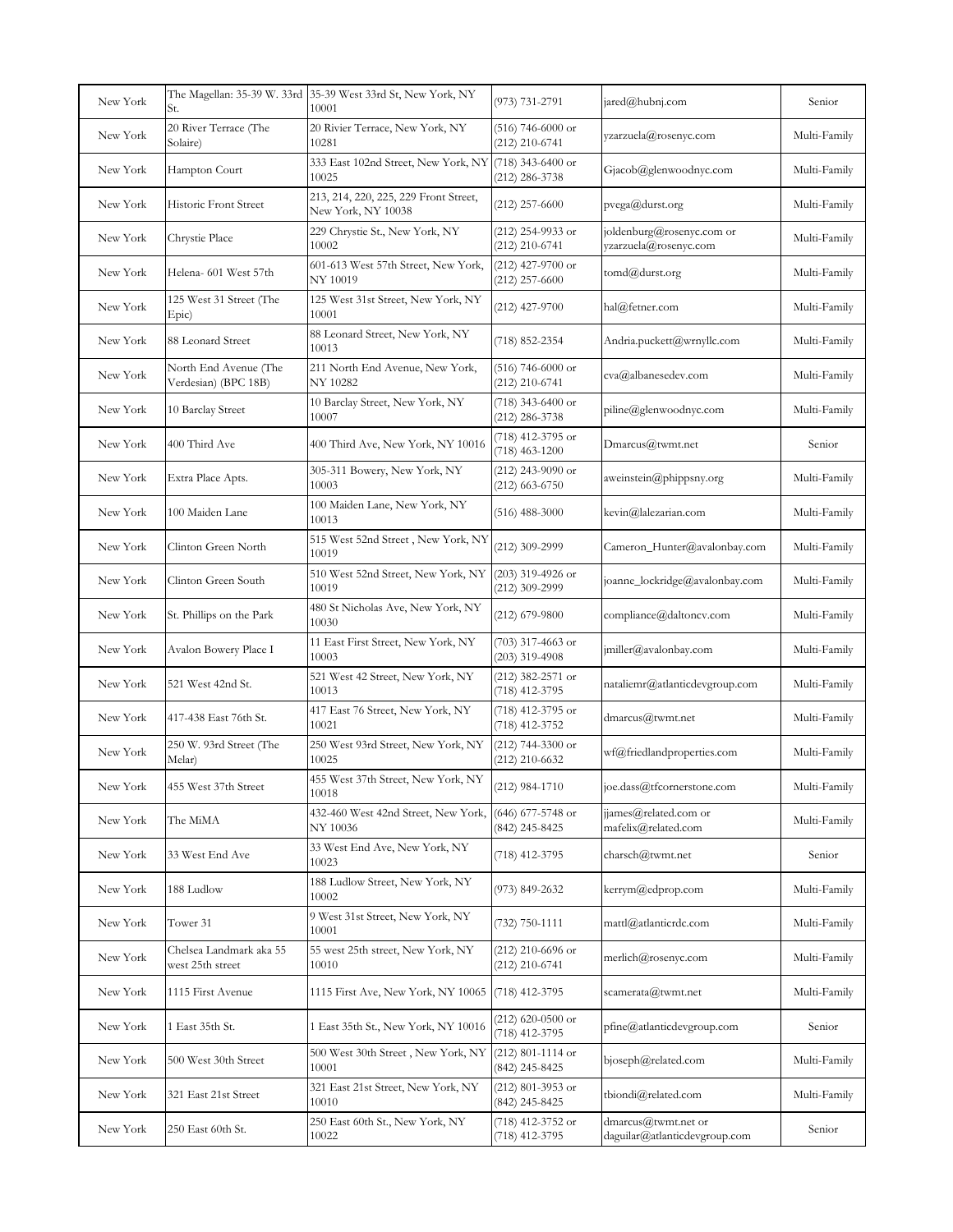| New York | The Magellan: 35-39 W. 33rd St. | 35-39 West 33rd St, New York, NY 10001 | (973) 731-2791 | jared@hubnj.com | Senior |
|---|---|---|---|---|---|
| New York | 20 River Terrace (The Solaire) | 20 Rivier Terrace, New York, NY 10281 | (516) 746-6000 or (212) 210-6741 | yzarzuela@rosenyc.com | Multi-Family |
| New York | Hampton Court | 333 East 102nd Street, New York, NY 10025 | (718) 343-6400 or (212) 286-3738 | Gjacob@glenwoodnyc.com | Multi-Family |
| New York | Historic Front Street | 213, 214, 220, 225, 229 Front Street, New York, NY 10038 | (212) 257-6600 | pvega@durst.org | Multi-Family |
| New York | Chrystie Place | 229 Chrystie St., New York, NY 10002 | (212) 254-9933 or (212) 210-6741 | joldenburg@rosenyc.com or yzarzuela@rosenyc.com | Multi-Family |
| New York | Helena- 601 West 57th | 601-613 West 57th Street, New York, NY 10019 | (212) 427-9700 or (212) 257-6600 | tomd@durst.org | Multi-Family |
| New York | 125 West 31 Street (The Epic) | 125 West 31st Street, New York, NY 10001 | (212) 427-9700 | hal@fetner.com | Multi-Family |
| New York | 88 Leonard Street | 88 Leonard Street, New York, NY 10013 | (718) 852-2354 | Andria.puckett@wrnyllc.com | Multi-Family |
| New York | North End Avenue (The Verdesian) (BPC 18B) | 211 North End Avenue, New York, NY 10282 | (516) 746-6000 or (212) 210-6741 | cva@albanesedev.com | Multi-Family |
| New York | 10 Barclay Street | 10 Barclay Street, New York, NY 10007 | (718) 343-6400 or (212) 286-3738 | piline@glenwoodnyc.com | Multi-Family |
| New York | 400 Third Ave | 400 Third Ave, New York, NY 10016 | (718) 412-3795 or (718) 463-1200 | Dmarcus@twmt.net | Senior |
| New York | Extra Place Apts. | 305-311 Bowery, New York, NY 10003 | (212) 243-9090 or (212) 663-6750 | aweinstein@phippsny.org | Multi-Family |
| New York | 100 Maiden Lane | 100 Maiden Lane, New York, NY 10013 | (516) 488-3000 | kevin@lalezarian.com | Multi-Family |
| New York | Clinton Green North | 515 West 52nd Street , New York, NY 10019 | (212) 309-2999 | Cameron_Hunter@avalonbay.com | Multi-Family |
| New York | Clinton Green South | 510 West 52nd Street, New York, NY 10019 | (203) 319-4926 or (212) 309-2999 | joanne_lockridge@avalonbay.com | Multi-Family |
| New York | St. Phillips on the Park | 480 St Nicholas Ave, New York, NY 10030 | (212) 679-9800 | compliance@daltoncv.com | Multi-Family |
| New York | Avalon Bowery Place I | 11 East First Street, New York, NY 10003 | (703) 317-4663 or (203) 319-4908 | jmiller@avalonbay.com | Multi-Family |
| New York | 521 West 42nd St. | 521 West 42 Street, New York, NY 10013 | (212) 382-2571 or (718) 412-3795 | nataliemr@atlanticdevgroup.com | Multi-Family |
| New York | 417-438 East 76th St. | 417 East 76 Street, New York, NY 10021 | (718) 412-3795 or (718) 412-3752 | dmarcus@twmt.net | Multi-Family |
| New York | 250 W. 93rd Street (The Melar) | 250 West 93rd Street, New York, NY 10025 | (212) 744-3300 or (212) 210-6632 | wf@friedlandproperties.com | Multi-Family |
| New York | 455 West 37th Street | 455 West 37th Street, New York, NY 10018 | (212) 984-1710 | joe.dass@tfcornerstone.com | Multi-Family |
| New York | The MiMA | 432-460 West 42nd Street, New York, NY 10036 | (646) 677-5748 or (842) 245-8425 | jjames@related.com or mafelix@related.com | Multi-Family |
| New York | 33 West End Ave | 33 West End Ave, New York, NY 10023 | (718) 412-3795 | charsch@twmt.net | Senior |
| New York | 188 Ludlow | 188 Ludlow Street, New York, NY 10002 | (973) 849-2632 | kerrym@edprop.com | Multi-Family |
| New York | Tower 31 | 9 West 31st Street, New York, NY 10001 | (732) 750-1111 | mattl@atlanticrdc.com | Multi-Family |
| New York | Chelsea Landmark aka 55 west 25th street | 55 west 25th street, New York, NY 10010 | (212) 210-6696 or (212) 210-6741 | merlich@rosenyc.com | Multi-Family |
| New York | 1115 First Avenue | 1115 First Ave, New York, NY 10065 | (718) 412-3795 | scamerata@twmt.net | Multi-Family |
| New York | 1 East 35th St. | 1 East 35th St., New York, NY 10016 | (212) 620-0500 or (718) 412-3795 | pfine@atlanticdevgroup.com | Senior |
| New York | 500 West 30th Street | 500 West 30th Street , New York, NY 10001 | (212) 801-1114 or (842) 245-8425 | bjoseph@related.com | Multi-Family |
| New York | 321 East 21st Street | 321 East 21st Street, New York, NY 10010 | (212) 801-3953 or (842) 245-8425 | tbiondi@related.com | Multi-Family |
| New York | 250 East 60th St. | 250 East 60th St., New York, NY 10022 | (718) 412-3752 or (718) 412-3795 | dmarcus@twmt.net or daguilar@atlanticdevgroup.com | Senior |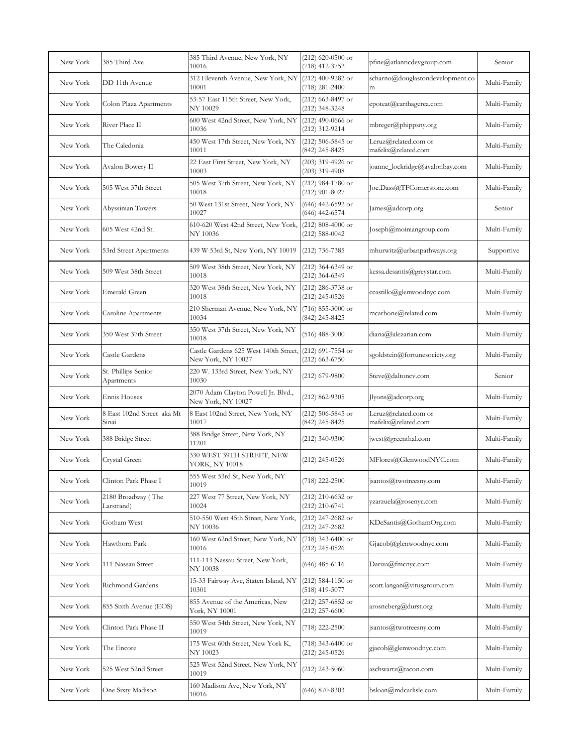| | | | | | |
|---|---|---|---|---|---|
| New York | 385 Third Ave | 385 Third Avenue, New York, NY 10016 | (212) 620-0500 or (718) 412-3752 | pfine@atlanticdevgroup.com | Senior |
| New York | DD 11th Avenue | 312 Eleventh Avenue, New York, NY 10001 | (212) 400-9282 or (718) 281-2400 | scharno@douglastondevelopment.com | Multi-Family |
| New York | Colon Plaza Apartments | 53-57 East 115th Street, New York, NY 10029 | (212) 663-8497 or (212) 348-3248 | epoteat@carthagerea.com | Multi-Family |
| New York | River Place II | 600 West 42nd Street, New York, NY 10036 | (212) 490-0666 or (212) 312-9214 | mbreger@phippsny.org | Multi-Family |
| New York | The Caledonia | 450 West 17th Street, New York, NY 10011 | (212) 506-5845 or (842) 245-8425 | Lcruz@related.com or mafelix@related.com | Multi-Family |
| New York | Avalon Bowery II | 22 East First Street, New York, NY 10003 | (203) 319-4926 or (203) 319-4908 | joanne_lockridge@avalonbay.com | Multi-Family |
| New York | 505 West 37th Street | 505 West 37th Street, New York, NY 10018 | (212) 984-1780 or (212) 901-8027 | Joe.Dass@TFCornerstone.com | Multi-Family |
| New York | Abyssinian Towers | 50 West 131st Street, New York, NY 10027 | (646) 442-6592 or (646) 442-6574 | James@adcorp.org | Senior |
| New York | 605 West 42nd St. | 610-620 West 42nd Street, New York, NY 10036 | (212) 808-4000 or (212) 588-0042 | Joseph@moiniangroup.com | Multi-Family |
| New York | 53rd Street Apartments | 439 W 53rd St, New York, NY 10019 | (212) 736-7385 | mhurwitz@urbanpathways.org | Supportive |
| New York | 509 West 38th Street | 509 West 38th Street, New York, NY 10018 | (212) 364-6349 or (212) 364-6349 | kessa.desantis@greystar.com | Multi-Family |
| New York | Emerald Green | 320 West 38th Street, New York, NY 10018 | (212) 286-3738 or (212) 245-0526 | ccastillo@glenwoodnyc.com | Multi-Family |
| New York | Caroline Apartments | 210 Sherman Avenue, New York, NY 10034 | (716) 855-3000 or (842) 245-8425 | mcarbone@related.com | Multi-Family |
| New York | 350 West 37th Street | 350 West 37th Street, New York, NY 10018 | (516) 488-3000 | diana@lalezarian.com | Multi-Family |
| New York | Castle Gardens | Castle Gardens 625 West 140th Street, New York, NY 10027 | (212) 691-7554 or (212) 663-6750 | sgoldstein@fortunesociety.org | Multi-Family |
| New York | St. Phillips Senior Apartments | 220 W. 133rd Street, New York, NY 10030 | (212) 679-9800 | Steve@daltoncv.com | Senior |
| New York | Ennis Houses | 2070 Adam Clayton Powell Jr. Blvd., New York, NY 10027 | (212) 862-9305 | Jlyons@adcorp.org | Multi-Family |
| New York | 8 East 102nd Street aka Mt Sinai | 8 East 102nd Street, New York, NY 10017 | (212) 506-5845 or (842) 245-8425 | Lcruz@related.com or mafelix@related.com | Multi-Family |
| New York | 388 Bridge Street | 388 Bridge Street, New York, NY 11201 | (212) 340-9300 | jwest@greenthal.com | Multi-Family |
| New York | Crystal Green | 330 WEST 39TH STREET, NEW YORK, NY 10018 | (212) 245-0526 | MFlores@GlenwoodNYC.com | Multi-Family |
| New York | Clinton Park Phase I | 555 West 53rd St, New York, NY 10019 | (718) 222-2500 | jsantos@twotreesny.com | Multi-Family |
| New York | 2180 Broadway ( The Larstrand) | 227 West 77 Street, New York, NY 10024 | (212) 210-6632 or (212) 210-6741 | yzarzuela@rosenyc.com | Multi-Family |
| New York | Gotham West | 510-550 West 45th Street, New York, NY 10036 | (212) 247-2682 or (212) 247-2682 | KDeSantis@GothamOrg.com | Multi-Family |
| New York | Hawthorn Park | 160 West 62nd Street, New York, NY 10016 | (718) 343-6400 or (212) 245-0526 | Gjacob@glenwoodnyc.com | Multi-Family |
| New York | 111 Nassau Street | 111-113 Nassau Street, New York, NY 10038 | (646) 485-6116 | Dariza@fmcnyc.com | Multi-Family |
| New York | Richmond Gardens | 15-33 Fairway Ave, Staten Island, NY 10301 | (212) 584-1150 or (518) 419-5077 | scott.langan@vitusgroup.com | Multi-Family |
| New York | 855 Sixth Avenue (EOS) | 855 Avenue of the Americas, New York, NY 10001 | (212) 257-6852 or (212) 257-6600 | arosneberg@durst.org | Multi-Family |
| New York | Clinton Park Phase II | 550 West 54th Street, New York, NY 10019 | (718) 222-2500 | jsantos@twotreesny.com | Multi-Family |
| New York | The Encore | 175 West 60th Street, New York K, NY 10023 | (718) 343-6400 or (212) 245-0526 | gjacob@glenwoodnyc.com | Multi-Family |
| New York | 525 West 52nd Street | 525 West 52nd Street, New York, NY 10019 | (212) 243-5060 | aschwartz@tacon.com | Multi-Family |
| New York | One Sixty Madison | 160 Madison Ave, New York, NY 10016 | (646) 870-8303 | bsloan@mdcarlisle.com | Multi-Family |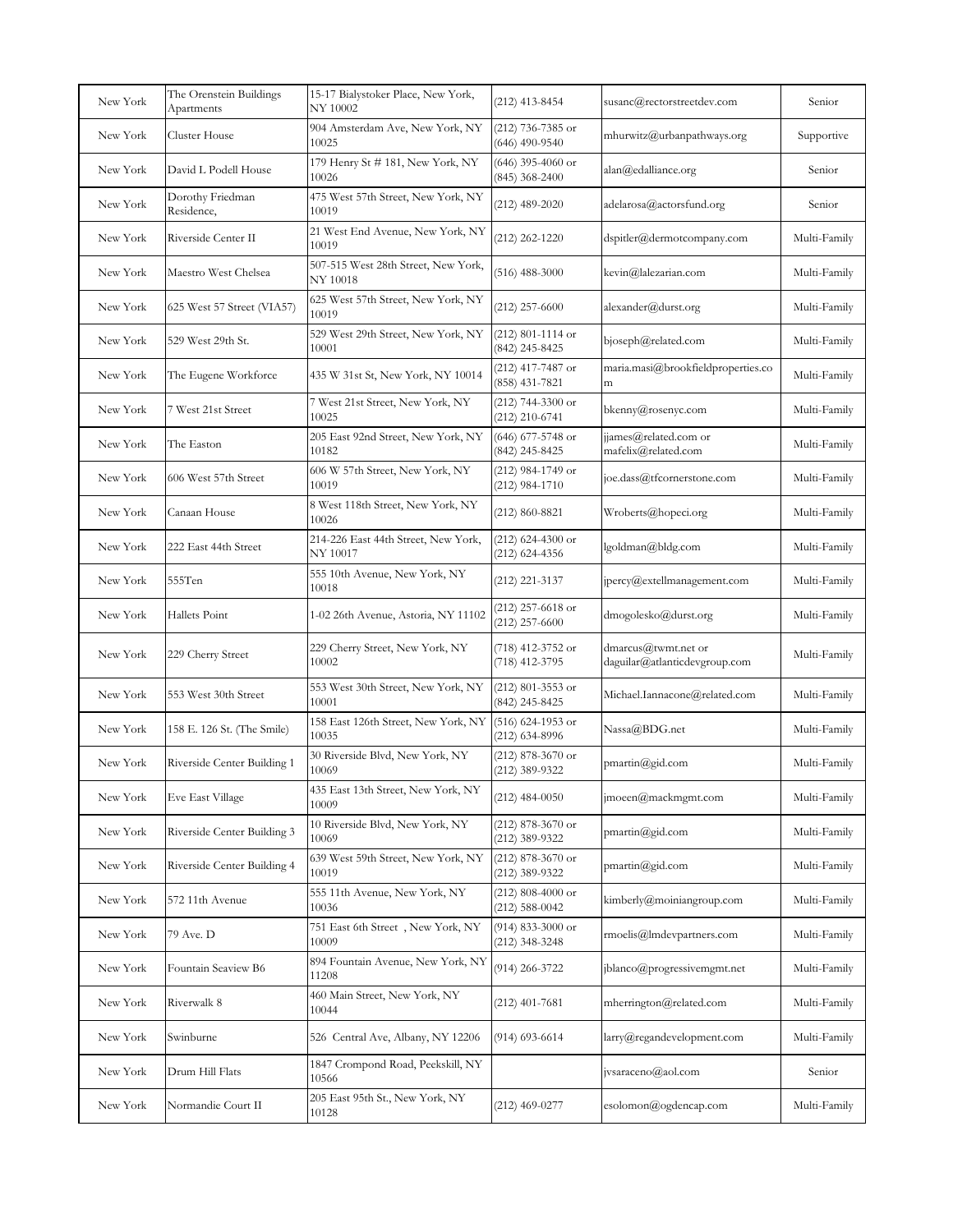| | | | | | |
|---|---|---|---|---|---|
| New York | The Orenstein Buildings Apartments | 15-17 Bialystoker Place, New York, NY 10002 | (212) 413-8454 | susanc@rectorstreetdev.com | Senior |
| New York | Cluster House | 904 Amsterdam Ave, New York, NY 10025 | (212) 736-7385 or (646) 490-9540 | mhurwitz@urbanpathways.org | Supportive |
| New York | David L Podell House | 179 Henry St # 181, New York, NY 10026 | (646) 395-4060 or (845) 368-2400 | alan@edalliance.org | Senior |
| New York | Dorothy Friedman Residence, | 475 West 57th Street, New York, NY 10019 | (212) 489-2020 | adelarosa@actorsfund.org | Senior |
| New York | Riverside Center II | 21 West End Avenue, New York, NY 10019 | (212) 262-1220 | dspitler@dermotcompany.com | Multi-Family |
| New York | Maestro West Chelsea | 507-515 West 28th Street, New York, NY 10018 | (516) 488-3000 | kevin@lalezarian.com | Multi-Family |
| New York | 625 West 57 Street (VIA57) | 625 West 57th Street, New York, NY 10019 | (212) 257-6600 | alexander@durst.org | Multi-Family |
| New York | 529 West 29th St. | 529 West 29th Street, New York, NY 10001 | (212) 801-1114 or (842) 245-8425 | bjoseph@related.com | Multi-Family |
| New York | The Eugene Workforce | 435 W 31st St, New York, NY 10014 | (212) 417-7487 or (858) 431-7821 | maria.masi@brookfieldproperties.com | Multi-Family |
| New York | 7 West 21st Street | 7 West 21st Street, New York, NY 10025 | (212) 744-3300 or (212) 210-6741 | bkenny@rosenyc.com | Multi-Family |
| New York | The Easton | 205 East 92nd Street, New York, NY 10182 | (646) 677-5748 or (842) 245-8425 | jjames@related.com or mafelix@related.com | Multi-Family |
| New York | 606 West 57th Street | 606 W 57th Street, New York, NY 10019 | (212) 984-1749 or (212) 984-1710 | joe.dass@tfcornerstone.com | Multi-Family |
| New York | Canaan House | 8 West 118th Street, New York, NY 10026 | (212) 860-8821 | Wroberts@hopeci.org | Multi-Family |
| New York | 222 East 44th Street | 214-226 East 44th Street, New York, NY 10017 | (212) 624-4300 or (212) 624-4356 | lgoldman@bldg.com | Multi-Family |
| New York | 555Ten | 555 10th Avenue, New York, NY 10018 | (212) 221-3137 | jpercy@extellmanagement.com | Multi-Family |
| New York | Hallets Point | 1-02 26th Avenue, Astoria, NY 11102 | (212) 257-6618 or (212) 257-6600 | dmogolesko@durst.org | Multi-Family |
| New York | 229 Cherry Street | 229 Cherry Street, New York, NY 10002 | (718) 412-3752 or (718) 412-3795 | dmarcus@twmt.net or daguilar@atlanticdevgroup.com | Multi-Family |
| New York | 553 West 30th Street | 553 West 30th Street, New York, NY 10001 | (212) 801-3553 or (842) 245-8425 | Michael.Iannacone@related.com | Multi-Family |
| New York | 158 E. 126 St. (The Smile) | 158 East 126th Street, New York, NY 10035 | (516) 624-1953 or (212) 634-8996 | Nassa@BDG.net | Multi-Family |
| New York | Riverside Center Building 1 | 30 Riverside Blvd, New York, NY 10069 | (212) 878-3670 or (212) 389-9322 | pmartin@gid.com | Multi-Family |
| New York | Eve East Village | 435 East 13th Street, New York, NY 10009 | (212) 484-0050 | jmoen@mackmgmt.com | Multi-Family |
| New York | Riverside Center Building 3 | 10 Riverside Blvd, New York, NY 10069 | (212) 878-3670 or (212) 389-9322 | pmartin@gid.com | Multi-Family |
| New York | Riverside Center Building 4 | 639 West 59th Street, New York, NY 10019 | (212) 878-3670 or (212) 389-9322 | pmartin@gid.com | Multi-Family |
| New York | 572 11th Avenue | 555 11th Avenue, New York, NY 10036 | (212) 808-4000 or (212) 588-0042 | kimberly@moiniangroup.com | Multi-Family |
| New York | 79 Ave. D | 751 East 6th Street , New York, NY 10009 | (914) 833-3000 or (212) 348-3248 | rmoelis@lmdevpartners.com | Multi-Family |
| New York | Fountain Seaview B6 | 894 Fountain Avenue, New York, NY 11208 | (914) 266-3722 | jblanco@progressivemgmt.net | Multi-Family |
| New York | Riverwalk 8 | 460 Main Street, New York, NY 10044 | (212) 401-7681 | mherrington@related.com | Multi-Family |
| New York | Swinburne | 526 Central Ave, Albany, NY 12206 | (914) 693-6614 | larry@regandevelopment.com | Multi-Family |
| New York | Drum Hill Flats | 1847 Crompond Road, Peekskill, NY 10566 | | jvsaraceno@aol.com | Senior |
| New York | Normandie Court II | 205 East 95th St., New York, NY 10128 | (212) 469-0277 | esolomon@ogdencap.com | Multi-Family |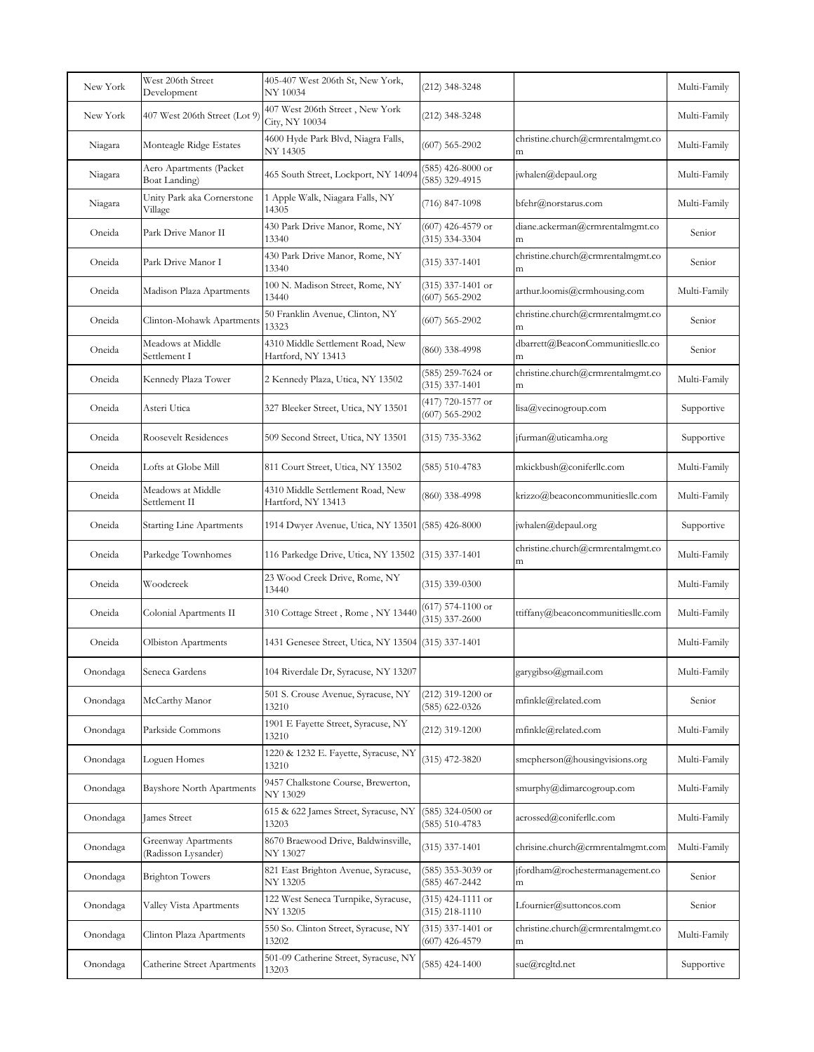| New York | West 206th Street Development | 405-407 West 206th St, New York, NY 10034 | (212) 348-3248 | | Multi-Family |
|---|---|---|---|---|---|
| New York | 407 West 206th Street (Lot 9) | 407 West 206th Street , New York City, NY 10034 | (212) 348-3248 | | Multi-Family |
| Niagara | Monteagle Ridge Estates | 4600 Hyde Park Blvd, Niagra Falls, NY 14305 | (607) 565-2902 | christine.church@crmrentalmgmt.com | Multi-Family |
| Niagara | Aero Apartments (Packet Boat Landing) | 465 South Street, Lockport, NY 14094 | (585) 426-8000 or (585) 329-4915 | jwhalen@depaul.org | Multi-Family |
| Niagara | Unity Park aka Cornerstone Village | 1 Apple Walk, Niagara Falls, NY 14305 | (716) 847-1098 | bfehr@norstarus.com | Multi-Family |
| Oneida | Park Drive Manor II | 430 Park Drive Manor, Rome, NY 13340 | (607) 426-4579 or (315) 334-3304 | diane.ackerman@crmrentalmgmt.com | Senior |
| Oneida | Park Drive Manor I | 430 Park Drive Manor, Rome, NY 13340 | (315) 337-1401 | christine.church@crmrentalmgmt.com | Senior |
| Oneida | Madison Plaza Apartments | 100 N. Madison Street, Rome, NY 13440 | (315) 337-1401 or (607) 565-2902 | arthur.loomis@crmhousing.com | Multi-Family |
| Oneida | Clinton-Mohawk Apartments | 50 Franklin Avenue, Clinton, NY 13323 | (607) 565-2902 | christine.church@crmrentalmgmt.com | Senior |
| Oneida | Meadows at Middle Settlement I | 4310 Middle Settlement Road, New Hartford, NY 13413 | (860) 338-4998 | dbarrett@BeaconCommunitiesllc.com | Senior |
| Oneida | Kennedy Plaza Tower | 2 Kennedy Plaza, Utica, NY 13502 | (585) 259-7624 or (315) 337-1401 | christine.church@crmrentalmgmt.com | Multi-Family |
| Oneida | Asteri Utica | 327 Bleeker Street, Utica, NY 13501 | (417) 720-1577 or (607) 565-2902 | lisa@vecinogroup.com | Supportive |
| Oneida | Roosevelt Residences | 509 Second Street, Utica, NY 13501 | (315) 735-3362 | jfurman@uticamha.org | Supportive |
| Oneida | Lofts at Globe Mill | 811 Court Street, Utica, NY 13502 | (585) 510-4783 | mkickbush@coniferllc.com | Multi-Family |
| Oneida | Meadows at Middle Settlement II | 4310 Middle Settlement Road, New Hartford, NY 13413 | (860) 338-4998 | krizzo@beaconcommunitiesllc.com | Multi-Family |
| Oneida | Starting Line Apartments | 1914 Dwyer Avenue, Utica, NY 13501 | (585) 426-8000 | jwhalen@depaul.org | Supportive |
| Oneida | Parkedge Townhomes | 116 Parkedge Drive, Utica, NY 13502 | (315) 337-1401 | christine.church@crmrentalmgmt.com | Multi-Family |
| Oneida | Woodcreek | 23 Wood Creek Drive, Rome, NY 13440 | (315) 339-0300 | | Multi-Family |
| Oneida | Colonial Apartments II | 310 Cottage Street , Rome , NY 13440 | (617) 574-1100 or (315) 337-2600 | ttiffany@beaconcommunitiesllc.com | Multi-Family |
| Oneida | Olbiston Apartments | 1431 Genesee Street, Utica, NY 13504 | (315) 337-1401 | | Multi-Family |
| Onondaga | Seneca Gardens | 104 Riverdale Dr, Syracuse, NY 13207 | | garygibso@gmail.com | Multi-Family |
| Onondaga | McCarthy Manor | 501 S. Crouse Avenue, Syracuse, NY 13210 | (212) 319-1200 or (585) 622-0326 | mfinkle@related.com | Senior |
| Onondaga | Parkside Commons | 1901 E Fayette Street, Syracuse, NY 13210 | (212) 319-1200 | mfinkle@related.com | Multi-Family |
| Onondaga | Loguen Homes | 1220 & 1232 E. Fayette, Syracuse, NY 13210 | (315) 472-3820 | smcpherson@housingvisions.org | Multi-Family |
| Onondaga | Bayshore North Apartments | 9457 Chalkstone Course, Brewerton, NY 13029 | | smurphy@dimarcogroup.com | Multi-Family |
| Onondaga | James Street | 615 & 622 James Street, Syracuse, NY 13203 | (585) 324-0500 or (585) 510-4783 | acrossed@coniferllc.com | Multi-Family |
| Onondaga | Greenway Apartments (Radisson Lysander) | 8670 Braewood Drive, Baldwinsville, NY 13027 | (315) 337-1401 | chrisine.church@crmrentalmgmt.com | Multi-Family |
| Onondaga | Brighton Towers | 821 East Brighton Avenue, Syracuse, NY 13205 | (585) 353-3039 or (585) 467-2442 | jfordham@rochestermanagement.com | Senior |
| Onondaga | Valley Vista Apartments | 122 West Seneca Turnpike, Syracuse, NY 13205 | (315) 424-1111 or (315) 218-1110 | Lfournier@suttoncos.com | Senior |
| Onondaga | Clinton Plaza Apartments | 550 So. Clinton Street, Syracuse, NY 13202 | (315) 337-1401 or (607) 426-4579 | christine.church@crmrentalmgmt.com | Multi-Family |
| Onondaga | Catherine Street Apartments | 501-09 Catherine Street, Syracuse, NY 13203 | (585) 424-1400 | sue@rcgltd.net | Supportive |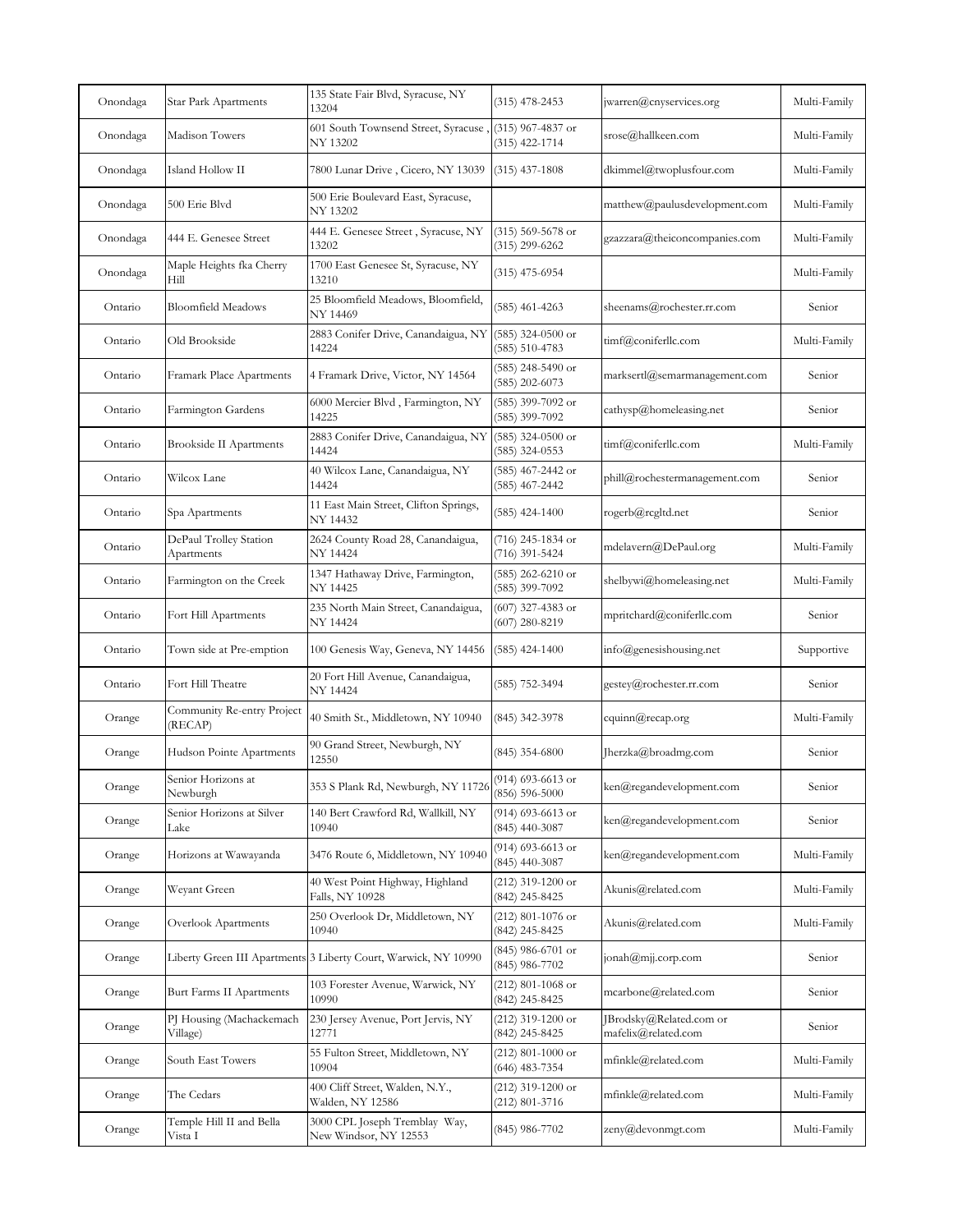| | | | | | |
|---|---|---|---|---|---|
| Onondaga | Star Park Apartments | 135 State Fair Blvd, Syracuse, NY 13204 | (315) 478-2453 | jwarren@cnyservices.org | Multi-Family |
| Onondaga | Madison Towers | 601 South Townsend Street, Syracuse , NY 13202 | (315) 967-4837 or (315) 422-1714 | srose@hallkeen.com | Multi-Family |
| Onondaga | Island Hollow II | 7800 Lunar Drive , Cicero, NY 13039 | (315) 437-1808 | dkimmel@twoplusfour.com | Multi-Family |
| Onondaga | 500 Erie Blvd | 500 Erie Boulevard East, Syracuse, NY 13202 | | matthew@paulusdevelopment.com | Multi-Family |
| Onondaga | 444 E. Genesee Street | 444 E. Genesee Street , Syracuse, NY 13202 | (315) 569-5678 or (315) 299-6262 | gzazzara@theiconcompanies.com | Multi-Family |
| Onondaga | Maple Heights fka Cherry Hill | 1700 East Genesee St, Syracuse, NY 13210 | (315) 475-6954 | | Multi-Family |
| Ontario | Bloomfield Meadows | 25 Bloomfield Meadows, Bloomfield, NY 14469 | (585) 461-4263 | sheenams@rochester.rr.com | Senior |
| Ontario | Old Brookside | 2883 Conifer Drive, Canandaigua, NY 14224 | (585) 324-0500 or (585) 510-4783 | timf@coniferllc.com | Multi-Family |
| Ontario | Framark Place Apartments | 4 Framark Drive, Victor, NY 14564 | (585) 248-5490 or (585) 202-6073 | marksertl@semarmanagement.com | Senior |
| Ontario | Farmington Gardens | 6000 Mercier Blvd , Farmington, NY 14225 | (585) 399-7092 or (585) 399-7092 | cathysp@homeleasing.net | Senior |
| Ontario | Brookside II Apartments | 2883 Conifer Drive, Canandaigua, NY 14424 | (585) 324-0500 or (585) 324-0553 | timf@coniferllc.com | Multi-Family |
| Ontario | Wilcox Lane | 40 Wilcox Lane, Canandaigua, NY 14424 | (585) 467-2442 or (585) 467-2442 | phill@rochestermanagement.com | Senior |
| Ontario | Spa Apartments | 11 East Main Street, Clifton Springs, NY 14432 | (585) 424-1400 | rogerb@rcgltd.net | Senior |
| Ontario | DePaul Trolley Station Apartments | 2624 County Road 28, Canandaigua, NY 14424 | (716) 245-1834 or (716) 391-5424 | mdelavern@DePaul.org | Multi-Family |
| Ontario | Farmington on the Creek | 1347 Hathaway Drive, Farmington, NY 14425 | (585) 262-6210 or (585) 399-7092 | shelbywi@homeleasing.net | Multi-Family |
| Ontario | Fort Hill Apartments | 235 North Main Street, Canandaigua, NY 14424 | (607) 327-4383 or (607) 280-8219 | mpritchard@coniferllc.com | Senior |
| Ontario | Town side at Pre-emption | 100 Genesis Way, Geneva, NY 14456 | (585) 424-1400 | info@genesishousing.net | Supportive |
| Ontario | Fort Hill Theatre | 20 Fort Hill Avenue, Canandaigua, NY 14424 | (585) 752-3494 | gestey@rochester.rr.com | Senior |
| Orange | Community Re-entry Project (RECAP) | 40 Smith St., Middletown, NY 10940 | (845) 342-3978 | cquinn@recap.org | Multi-Family |
| Orange | Hudson Pointe Apartments | 90 Grand Street, Newburgh, NY 12550 | (845) 354-6800 | Jherzka@broadmg.com | Senior |
| Orange | Senior Horizons at Newburgh | 353 S Plank Rd, Newburgh, NY 11726 | (914) 693-6613 or (856) 596-5000 | ken@regandevelopment.com | Senior |
| Orange | Senior Horizons at Silver Lake | 140 Bert Crawford Rd, Wallkill, NY 10940 | (914) 693-6613 or (845) 440-3087 | ken@regandevelopment.com | Senior |
| Orange | Horizons at Wawayanda | 3476 Route 6, Middletown, NY 10940 | (914) 693-6613 or (845) 440-3087 | ken@regandevelopment.com | Multi-Family |
| Orange | Weyant Green | 40 West Point Highway, Highland Falls, NY 10928 | (212) 319-1200 or (842) 245-8425 | Akunis@related.com | Multi-Family |
| Orange | Overlook Apartments | 250 Overlook Dr, Middletown, NY 10940 | (212) 801-1076 or (842) 245-8425 | Akunis@related.com | Multi-Family |
| Orange | Liberty Green III Apartments | 3 Liberty Court, Warwick, NY 10990 | (845) 986-6701 or (845) 986-7702 | jonah@mjj.corp.com | Senior |
| Orange | Burt Farms II Apartments | 103 Forester Avenue, Warwick, NY 10990 | (212) 801-1068 or (842) 245-8425 | mcarbone@related.com | Senior |
| Orange | PJ Housing (Machackemach Village) | 230 Jersey Avenue, Port Jervis, NY 12771 | (212) 319-1200 or (842) 245-8425 | JBrodsky@Related.com or mafelix@related.com | Senior |
| Orange | South East Towers | 55 Fulton Street, Middletown, NY 10904 | (212) 801-1000 or (646) 483-7354 | mfinkle@related.com | Multi-Family |
| Orange | The Cedars | 400 Cliff Street, Walden, N.Y., Walden, NY 12586 | (212) 319-1200 or (212) 801-3716 | mfinkle@related.com | Multi-Family |
| Orange | Temple Hill II and Bella Vista I | 3000 CPL Joseph Tremblay Way, New Windsor, NY 12553 | (845) 986-7702 | zeny@devonmgt.com | Multi-Family |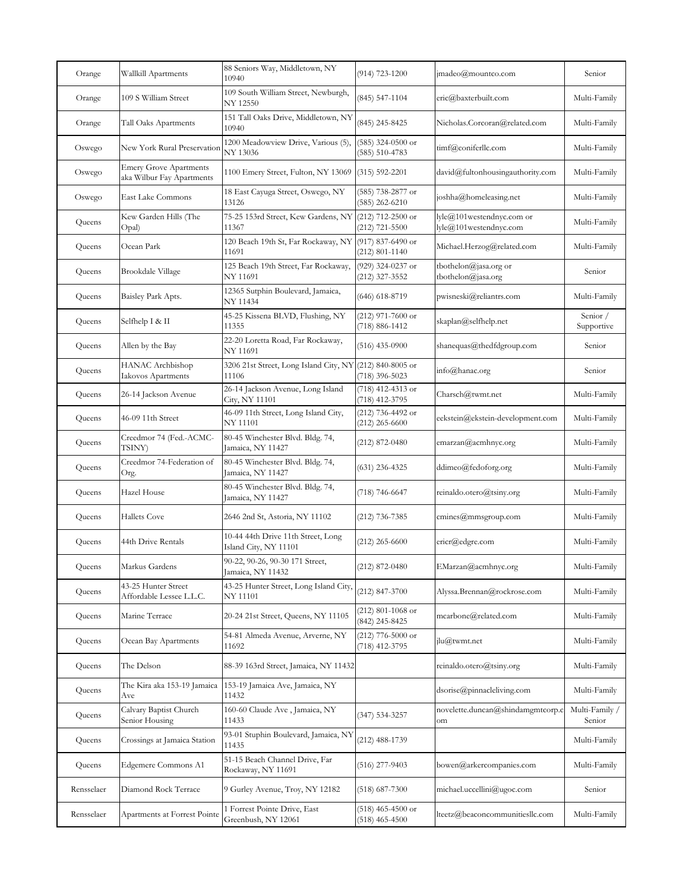| Orange | Wallkill Apartments | 88 Seniors Way, Middletown, NY 10940 | (914) 723-1200 | jmadeo@mountco.com | Senior |
|---|---|---|---|---|---|
| Orange | 109 S William Street | 109 South William Street, Newburgh, NY 12550 | (845) 547-1104 | eric@baxterbuilt.com | Multi-Family |
| Orange | Tall Oaks Apartments | 151 Tall Oaks Drive, Middletown, NY 10940 | (845) 245-8425 | Nicholas.Corcoran@related.com | Multi-Family |
| Oswego | New York Rural Preservation | 1200 Meadowview Drive, Various (5), NY 13036 | (585) 324-0500 or (585) 510-4783 | timf@coniferllc.com | Multi-Family |
| Oswego | Emery Grove Apartments aka Wilbur Fay Apartments | 1100 Emery Street, Fulton, NY 13069 | (315) 592-2201 | david@fultonhousingauthority.com | Multi-Family |
| Oswego | East Lake Commons | 18 East Cayuga Street, Oswego, NY 13126 | (585) 738-2877 or (585) 262-6210 | joshha@homeleasing.net | Multi-Family |
| Queens | Kew Garden Hills (The Opal) | 75-25 153rd Street, Kew Gardens, NY 11367 | (212) 712-2500 or (212) 721-5500 | lyle@101westendnyc.com or lyle@101westendnyc.com | Multi-Family |
| Queens | Ocean Park | 120 Beach 19th St, Far Rockaway, NY 11691 | (917) 837-6490 or (212) 801-1140 | Michael.Herzog@related.com | Multi-Family |
| Queens | Brookdale Village | 125 Beach 19th Street, Far Rockaway, NY 11691 | (929) 324-0237 or (212) 327-3552 | tbothelon@jasa.org or tbothelon@jasa.org | Senior |
| Queens | Baisley Park Apts. | 12365 Sutphin Boulevard, Jamaica, NY 11434 | (646) 618-8719 | pwisneski@reliantrs.com | Multi-Family |
| Queens | Selfhelp I & II | 45-25 Kissena BLVD, Flushing, NY 11355 | (212) 971-7600 or (718) 886-1412 | skaplan@selfhelp.net | Senior / Supportive |
| Queens | Allen by the Bay | 22-20 Loretta Road, Far Rockaway, NY 11691 | (516) 435-0900 | shanequas@thedfdgroup.com | Senior |
| Queens | HANAC Archbishop Iakovos Apartments | 3206 21st Street, Long Island City, NY 11106 | (212) 840-8005 or (718) 396-5023 | info@hanac.org | Senior |
| Queens | 26-14 Jackson Avenue | 26-14 Jackson Avenue, Long Island City, NY 11101 | (718) 412-4313 or (718) 412-3795 | Charsch@twmt.net | Multi-Family |
| Queens | 46-09 11th Street | 46-09 11th Street, Long Island City, NY 11101 | (212) 736-4492 or (212) 265-6600 | eekstein@ekstein-development.com | Multi-Family |
| Queens | Creedmor 74 (Fed.-ACMC-TSINY) | 80-45 Winchester Blvd. Bldg. 74, Jamaica, NY 11427 | (212) 872-0480 | emarzan@acmhnyc.org | Multi-Family |
| Queens | Creedmor 74-Federation of Org. | 80-45 Winchester Blvd. Bldg. 74, Jamaica, NY 11427 | (631) 236-4325 | ddimeo@fedoforg.org | Multi-Family |
| Queens | Hazel House | 80-45 Winchester Blvd. Bldg. 74, Jamaica, NY 11427 | (718) 746-6647 | reinaldo.otero@tsiny.org | Multi-Family |
| Queens | Hallets Cove | 2646 2nd St, Astoria, NY 11102 | (212) 736-7385 | cmines@mmsgroup.com | Multi-Family |
| Queens | 44th Drive Rentals | 10-44 44th Drive 11th Street, Long Island City, NY 11101 | (212) 265-6600 | ericr@edgre.com | Multi-Family |
| Queens | Markus Gardens | 90-22, 90-26, 90-30 171 Street, Jamaica, NY 11432 | (212) 872-0480 | EMarzan@acmhnyc.org | Multi-Family |
| Queens | 43-25 Hunter Street Affordable Lessee L.L.C. | 43-25 Hunter Street, Long Island City, NY 11101 | (212) 847-3700 | Alyssa.Brennan@rockrose.com | Multi-Family |
| Queens | Marine Terrace | 20-24 21st Street, Queens, NY 11105 | (212) 801-1068 or (842) 245-8425 | mcarbone@related.com | Multi-Family |
| Queens | Ocean Bay Apartments | 54-81 Almeda Avenue, Arverne, NY 11692 | (212) 776-5000 or (718) 412-3795 | jlu@twmt.net | Multi-Family |
| Queens | The Delson | 88-39 163rd Street, Jamaica, NY 11432 | | reinaldo.otero@tsiny.org | Multi-Family |
| Queens | The Kira aka 153-19 Jamaica Ave | 153-19 Jamaica Ave, Jamaica, NY 11432 | | dsorise@pinnacleliving.com | Multi-Family |
| Queens | Calvary Baptist Church Senior Housing | 160-60 Claude Ave , Jamaica, NY 11433 | (347) 534-3257 | novelette.duncan@shindamgmtcorp.com | Multi-Family / Senior |
| Queens | Crossings at Jamaica Station | 93-01 Stuphin Boulevard, Jamaica, NY 11435 | (212) 488-1739 | | Multi-Family |
| Queens | Edgemere Commons A1 | 51-15 Beach Channel Drive, Far Rockaway, NY 11691 | (516) 277-9403 | bowen@arkercompanies.com | Multi-Family |
| Rensselaer | Diamond Rock Terrace | 9 Gurley Avenue, Troy, NY 12182 | (518) 687-7300 | michael.uccellini@ugoc.com | Senior |
| Rensselaer | Apartments at Forrest Pointe | 1 Forrest Pointe Drive, East Greenbush, NY 12061 | (518) 465-4500 or (518) 465-4500 | lteetz@beaconcommunitiesllc.com | Multi-Family |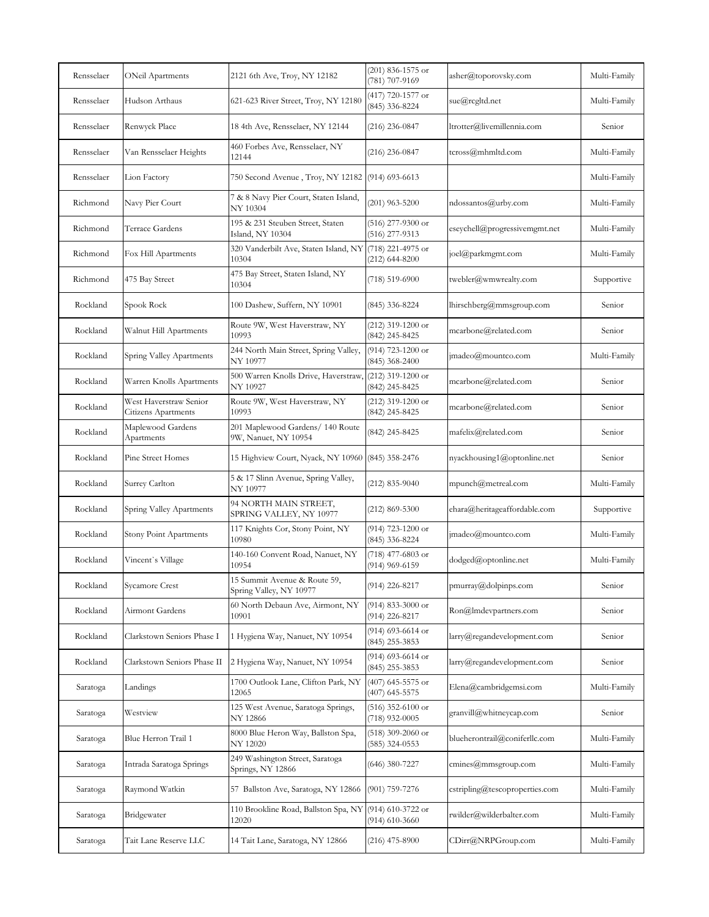| | | | | | |
|---|---|---|---|---|---|
| Rensselaer | ONeil Apartments | 2121 6th Ave, Troy, NY 12182 | (201) 836-1575 or (781) 707-9169 | asher@toporovsky.com | Multi-Family |
| Rensselaer | Hudson Arthaus | 621-623 River Street, Troy, NY 12180 | (417) 720-1577 or (845) 336-8224 | sue@rcgltd.net | Multi-Family |
| Rensselaer | Renwyck Place | 18 4th Ave, Rensselaer, NY 12144 | (216) 236-0847 | ltrotter@livemillennia.com | Senior |
| Rensselaer | Van Rensselaer Heights | 460 Forbes Ave, Rensselaer, NY 12144 | (216) 236-0847 | tcross@mhmltd.com | Multi-Family |
| Rensselaer | Lion Factory | 750 Second Avenue , Troy, NY 12182 | (914) 693-6613 | | Multi-Family |
| Richmond | Navy Pier Court | 7 & 8 Navy Pier Court, Staten Island, NY 10304 | (201) 963-5200 | ndossantos@urby.com | Multi-Family |
| Richmond | Terrace Gardens | 195 & 231 Steuben Street, Staten Island, NY 10304 | (516) 277-9300 or (516) 277-9313 | eseychell@progressivemgmt.net | Multi-Family |
| Richmond | Fox Hill Apartments | 320 Vanderbilt Ave, Staten Island, NY 10304 | (718) 221-4975 or (212) 644-8200 | joel@parkmgmt.com | Multi-Family |
| Richmond | 475 Bay Street | 475 Bay Street, Staten Island, NY 10304 | (718) 519-6900 | twebler@wmwrealty.com | Supportive |
| Rockland | Spook Rock | 100 Dashew, Suffern, NY 10901 | (845) 336-8224 | lhirschberg@mmsgroup.com | Senior |
| Rockland | Walnut Hill Apartments | Route 9W, West Haverstraw, NY 10993 | (212) 319-1200 or (842) 245-8425 | mcarbone@related.com | Senior |
| Rockland | Spring Valley Apartments | 244 North Main Street, Spring Valley, NY 10977 | (914) 723-1200 or (845) 368-2400 | jmadeo@mountco.com | Multi-Family |
| Rockland | Warren Knolls Apartments | 500 Warren Knolls Drive, Haverstraw, NY 10927 | (212) 319-1200 or (842) 245-8425 | mcarbone@related.com | Senior |
| Rockland | West Haverstraw Senior Citizens Apartments | Route 9W, West Haverstraw, NY 10993 | (212) 319-1200 or (842) 245-8425 | mcarbone@related.com | Senior |
| Rockland | Maplewood Gardens Apartments | 201 Maplewood Gardens/ 140 Route 9W, Nanuet, NY 10954 | (842) 245-8425 | mafelix@related.com | Senior |
| Rockland | Pine Street Homes | 15 Highview Court, Nyack, NY 10960 | (845) 358-2476 | nyackhousing1@optonline.net | Senior |
| Rockland | Surrey Carlton | 5 & 17 Slinn Avenue, Spring Valley, NY 10977 | (212) 835-9040 | mpunch@metreal.com | Multi-Family |
| Rockland | Spring Valley Apartments | 94 NORTH MAIN STREET, SPRING VALLEY, NY 10977 | (212) 869-5300 | ehara@heritageaffordable.com | Supportive |
| Rockland | Stony Point Apartments | 117 Knights Cor, Stony Point, NY 10980 | (914) 723-1200 or (845) 336-8224 | jmadeo@mountco.com | Multi-Family |
| Rockland | Vincent`s Village | 140-160 Convent Road, Nanuet, NY 10954 | (718) 477-6803 or (914) 969-6159 | dodged@optonline.net | Multi-Family |
| Rockland | Sycamore Crest | 15 Summit Avenue & Route 59, Spring Valley, NY 10977 | (914) 226-8217 | pmurray@dolpinps.com | Senior |
| Rockland | Airmont Gardens | 60 North Debaun Ave, Airmont, NY 10901 | (914) 833-3000 or (914) 226-8217 | Ron@lmdevpartners.com | Senior |
| Rockland | Clarkstown Seniors Phase I | 1 Hygiena Way, Nanuet, NY 10954 | (914) 693-6614 or (845) 255-3853 | larry@regandevelopment.com | Senior |
| Rockland | Clarkstown Seniors Phase II | 2 Hygiena Way, Nanuet, NY 10954 | (914) 693-6614 or (845) 255-3853 | larry@regandevelopment.com | Senior |
| Saratoga | Landings | 1700 Outlook Lane, Clifton Park, NY 12065 | (407) 645-5575 or (407) 645-5575 | Elena@cambridgemsi.com | Multi-Family |
| Saratoga | Westview | 125 West Avenue, Saratoga Springs, NY 12866 | (516) 352-6100 or (718) 932-0005 | granvill@whitneycap.com | Senior |
| Saratoga | Blue Herron Trail 1 | 8000 Blue Heron Way, Ballston Spa, NY 12020 | (518) 309-2060 or (585) 324-0553 | blueherontrail@coniferllc.com | Multi-Family |
| Saratoga | Intrada Saratoga Springs | 249 Washington Street, Saratoga Springs, NY 12866 | (646) 380-7227 | cmines@mmsgroup.com | Multi-Family |
| Saratoga | Raymond Watkin | 57 Ballston Ave, Saratoga, NY 12866 | (901) 759-7276 | cstripling@tescoproperties.com | Multi-Family |
| Saratoga | Bridgewater | 110 Brookline Road, Ballston Spa, NY 12020 | (914) 610-3722 or (914) 610-3660 | rwilder@wilderbalter.com | Multi-Family |
| Saratoga | Tait Lane Reserve LLC | 14 Tait Lane, Saratoga, NY 12866 | (216) 475-8900 | CDirr@NRPGroup.com | Multi-Family |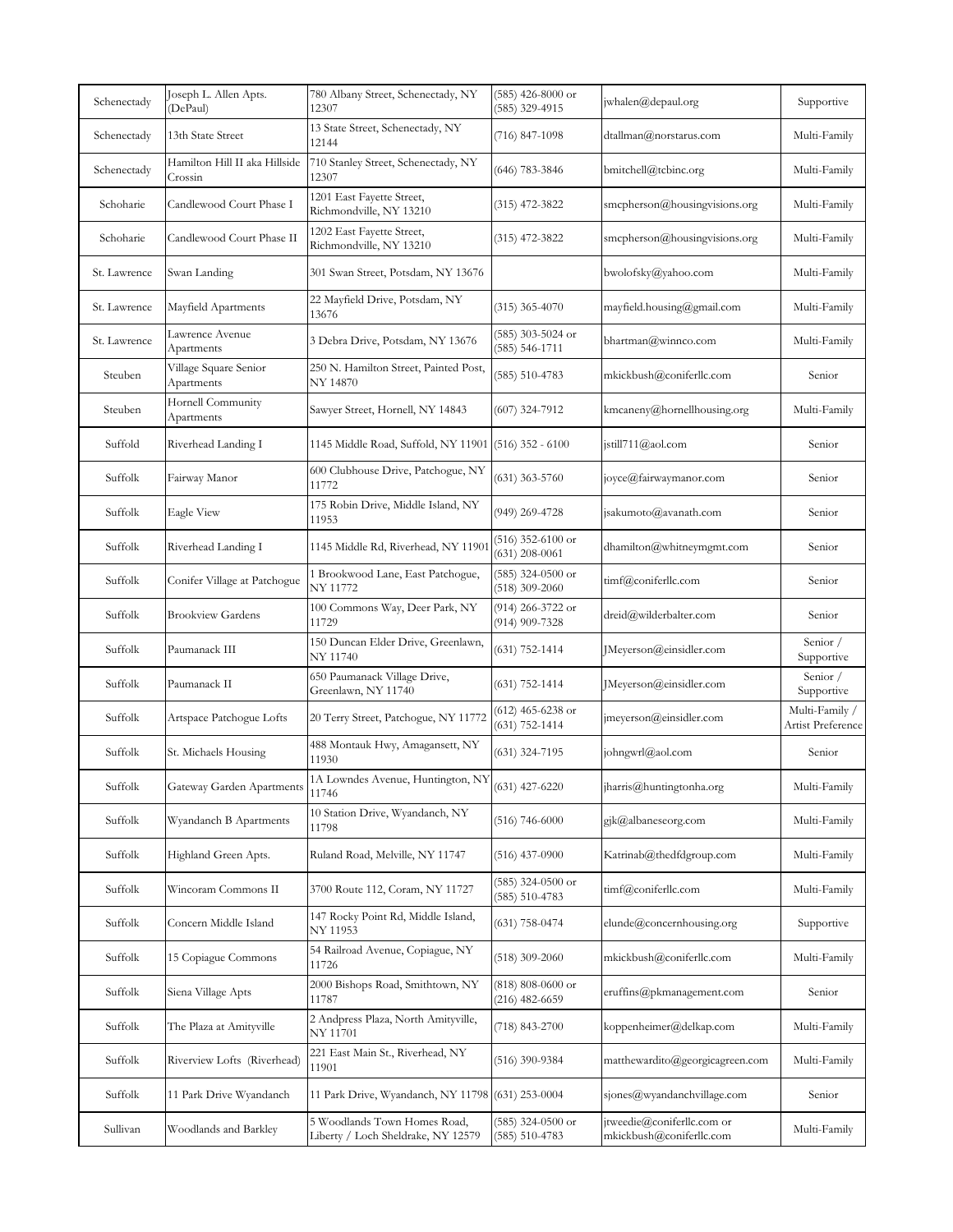| | | | | | |
|---|---|---|---|---|---|
| Schenectady | Joseph L. Allen Apts. (DePaul) | 780 Albany Street, Schenectady, NY 12307 | (585) 426-8000 or (585) 329-4915 | jwhalen@depaul.org | Supportive |
| Schenectady | 13th State Street | 13 State Street, Schenectady, NY 12144 | (716) 847-1098 | dtallman@norstarus.com | Multi-Family |
| Schenectady | Hamilton Hill II aka Hillside Crossin | 710 Stanley Street, Schenectady, NY 12307 | (646) 783-3846 | bmitchell@tcbinc.org | Multi-Family |
| Schoharie | Candlewood Court Phase I | 1201 East Fayette Street, Richmondville, NY 13210 | (315) 472-3822 | smcpherson@housingvisions.org | Multi-Family |
| Schoharie | Candlewood Court Phase II | 1202 East Fayette Street, Richmondville, NY 13210 | (315) 472-3822 | smcpherson@housingvisions.org | Multi-Family |
| St. Lawrence | Swan Landing | 301 Swan Street, Potsdam, NY 13676 | | bwolofsky@yahoo.com | Multi-Family |
| St. Lawrence | Mayfield Apartments | 22 Mayfield Drive, Potsdam, NY 13676 | (315) 365-4070 | mayfield.housing@gmail.com | Multi-Family |
| St. Lawrence | Lawrence Avenue Apartments | 3 Debra Drive, Potsdam, NY 13676 | (585) 303-5024 or (585) 546-1711 | bhartman@winnco.com | Multi-Family |
| Steuben | Village Square Senior Apartments | 250 N. Hamilton Street, Painted Post, NY 14870 | (585) 510-4783 | mkickbush@coniferllc.com | Senior |
| Steuben | Hornell Community Apartments | Sawyer Street, Hornell, NY 14843 | (607) 324-7912 | kmcaneny@hornellhousing.org | Multi-Family |
| Suffold | Riverhead Landing I | 1145 Middle Road, Suffold, NY 11901 | (516) 352 - 6100 | jstill711@aol.com | Senior |
| Suffolk | Fairway Manor | 600 Clubhouse Drive, Patchogue, NY 11772 | (631) 363-5760 | joyce@fairwaymanor.com | Senior |
| Suffolk | Eagle View | 175 Robin Drive, Middle Island, NY 11953 | (949) 269-4728 | jsakumoto@avanath.com | Senior |
| Suffolk | Riverhead Landing I | 1145 Middle Rd, Riverhead, NY 11901 | (516) 352-6100 or (631) 208-0061 | dhamilton@whitneymgmt.com | Senior |
| Suffolk | Conifer Village at Patchogue | 1 Brookwood Lane, East Patchogue, NY 11772 | (585) 324-0500 or (518) 309-2060 | timf@coniferllc.com | Senior |
| Suffolk | Brookview Gardens | 100 Commons Way, Deer Park, NY 11729 | (914) 266-3722 or (914) 909-7328 | dreid@wilderbalter.com | Senior |
| Suffolk | Paumanack III | 150 Duncan Elder Drive, Greenlawn, NY 11740 | (631) 752-1414 | JMeyerson@einsidler.com | Senior / Supportive |
| Suffolk | Paumanack II | 650 Paumanack Village Drive, Greenlawn, NY 11740 | (631) 752-1414 | JMeyerson@einsidler.com | Senior / Supportive |
| Suffolk | Artspace Patchogue Lofts | 20 Terry Street, Patchogue, NY 11772 | (612) 465-6238 or (631) 752-1414 | jmeyerson@einsidler.com | Multi-Family / Artist Preference |
| Suffolk | St. Michaels Housing | 488 Montauk Hwy, Amagansett, NY 11930 | (631) 324-7195 | johngwrl@aol.com | Senior |
| Suffolk | Gateway Garden Apartments | 1A Lowndes Avenue, Huntington, NY 11746 | (631) 427-6220 | jharris@huntingtonha.org | Multi-Family |
| Suffolk | Wyandanch B Apartments | 10 Station Drive, Wyandanch, NY 11798 | (516) 746-6000 | gjk@albaneseorg.com | Multi-Family |
| Suffolk | Highland Green Apts. | Ruland Road, Melville, NY 11747 | (516) 437-0900 | Katrinab@thedfdgroup.com | Multi-Family |
| Suffolk | Wincoram Commons II | 3700 Route 112, Coram, NY 11727 | (585) 324-0500 or (585) 510-4783 | timf@coniferllc.com | Multi-Family |
| Suffolk | Concern Middle Island | 147 Rocky Point Rd, Middle Island, NY 11953 | (631) 758-0474 | elunde@concernhousing.org | Supportive |
| Suffolk | 15 Copiague Commons | 54 Railroad Avenue, Copiague, NY 11726 | (518) 309-2060 | mkickbush@coniferllc.com | Multi-Family |
| Suffolk | Siena Village Apts | 2000 Bishops Road, Smithtown, NY 11787 | (818) 808-0600 or (216) 482-6659 | eruffins@pkmanagement.com | Senior |
| Suffolk | The Plaza at Amityville | 2 Andpress Plaza, North Amityville, NY 11701 | (718) 843-2700 | koppenheimer@delkap.com | Multi-Family |
| Suffolk | Riverview Lofts (Riverhead) | 221 East Main St., Riverhead, NY 11901 | (516) 390-9384 | matthewardito@georgicagreen.com | Multi-Family |
| Suffolk | 11 Park Drive Wyandanch | 11 Park Drive, Wyandanch, NY 11798 | (631) 253-0004 | sjones@wyandanchvillage.com | Senior |
| Sullivan | Woodlands and Barkley | 5 Woodlands Town Homes Road, Liberty / Loch Sheldrake, NY 12579 | (585) 324-0500 or (585) 510-4783 | jtweedie@coniferllc.com or mkickbush@coniferllc.com | Multi-Family |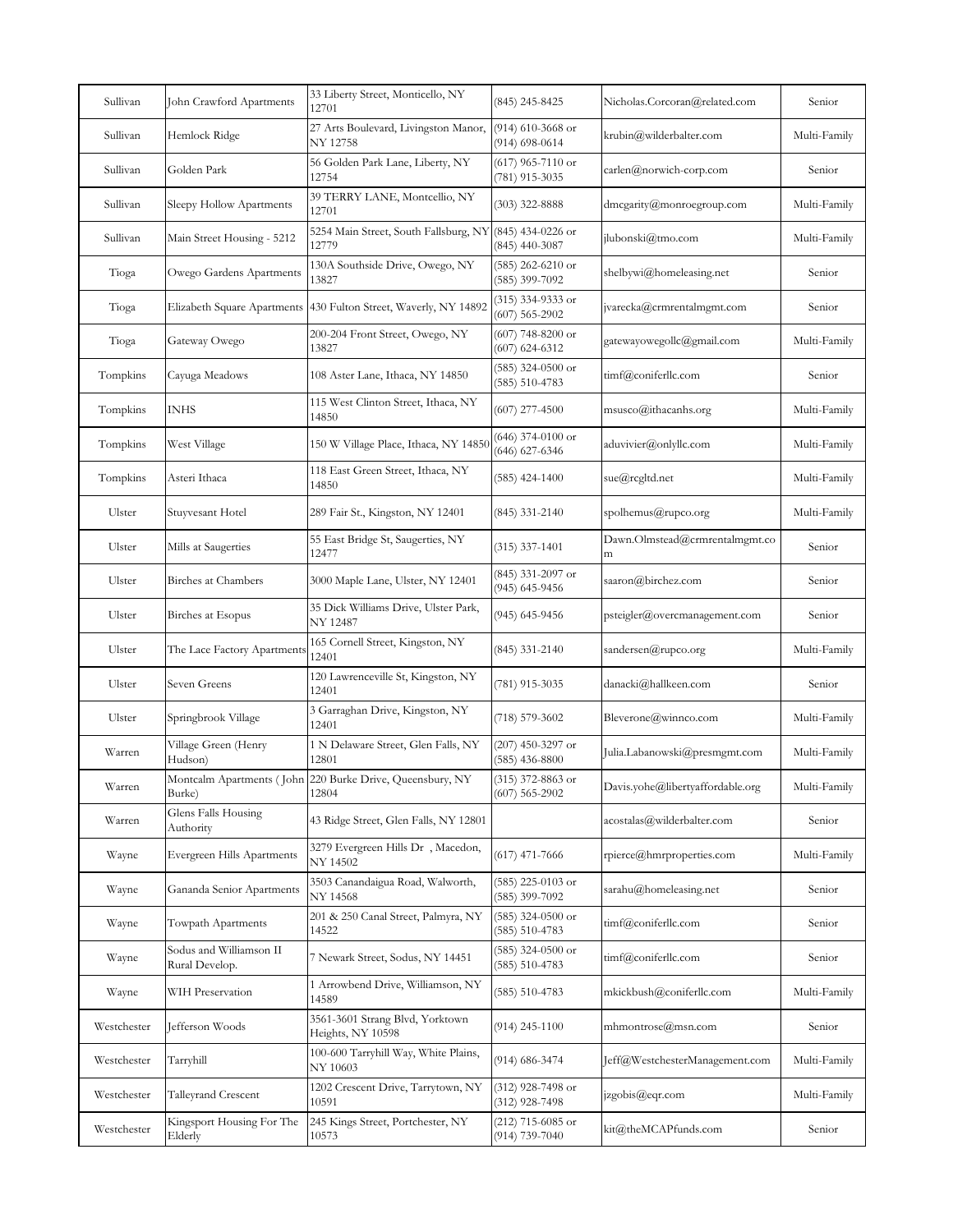| | | | | | |
|---|---|---|---|---|---|
| Sullivan | John Crawford Apartments | 33 Liberty Street, Monticello, NY 12701 | (845) 245-8425 | Nicholas.Corcoran@related.com | Senior |
| Sullivan | Hemlock Ridge | 27 Arts Boulevard, Livingston Manor, NY 12758 | (914) 610-3668 or (914) 698-0614 | krubin@wilderbalter.com | Multi-Family |
| Sullivan | Golden Park | 56 Golden Park Lane, Liberty, NY 12754 | (617) 965-7110 or (781) 915-3035 | carlen@norwich-corp.com | Senior |
| Sullivan | Sleepy Hollow Apartments | 39 TERRY LANE, Montcellio, NY 12701 | (303) 322-8888 | dmcgarity@monroegroup.com | Multi-Family |
| Sullivan | Main Street Housing - 5212 | 5254 Main Street, South Fallsburg, NY 12779 | (845) 434-0226 or (845) 440-3087 | jlubonski@tmo.com | Multi-Family |
| Tioga | Owego Gardens Apartments | 130A Southside Drive, Owego, NY 13827 | (585) 262-6210 or (585) 399-7092 | shelbywi@homeleasing.net | Senior |
| Tioga | Elizabeth Square Apartments | 430 Fulton Street, Waverly, NY 14892 | (315) 334-9333 or (607) 565-2902 | jvarecka@crmrentalmgmt.com | Senior |
| Tioga | Gateway Owego | 200-204 Front Street, Owego, NY 13827 | (607) 748-8200 or (607) 624-6312 | gatewayowegollc@gmail.com | Multi-Family |
| Tompkins | Cayuga Meadows | 108 Aster Lane, Ithaca, NY 14850 | (585) 324-0500 or (585) 510-4783 | timf@coniferllc.com | Senior |
| Tompkins | INHS | 115 West Clinton Street, Ithaca, NY 14850 | (607) 277-4500 | msusco@ithacanhs.org | Multi-Family |
| Tompkins | West Village | 150 W Village Place, Ithaca, NY 14850 | (646) 374-0100 or (646) 627-6346 | aduvivier@onlyllc.com | Multi-Family |
| Tompkins | Asteri Ithaca | 118 East Green Street, Ithaca, NY 14850 | (585) 424-1400 | sue@rcgltd.net | Multi-Family |
| Ulster | Stuyvesant Hotel | 289 Fair St., Kingston, NY 12401 | (845) 331-2140 | spolhemus@rupco.org | Multi-Family |
| Ulster | Mills at Saugerties | 55 East Bridge St, Saugerties, NY 12477 | (315) 337-1401 | Dawn.Olmstead@crmrentalmgmt.com | Senior |
| Ulster | Birches at Chambers | 3000 Maple Lane, Ulster, NY 12401 | (845) 331-2097 or (945) 645-9456 | saaron@birchez.com | Senior |
| Ulster | Birches at Esopus | 35 Dick Williams Drive, Ulster Park, NY 12487 | (945) 645-9456 | psteigler@overcmanagement.com | Senior |
| Ulster | The Lace Factory Apartments | 165 Cornell Street, Kingston, NY 12401 | (845) 331-2140 | sandersen@rupco.org | Multi-Family |
| Ulster | Seven Greens | 120 Lawrenceville St, Kingston, NY 12401 | (781) 915-3035 | danacki@hallkeen.com | Senior |
| Ulster | Springbrook Village | 3 Garraghan Drive, Kingston, NY 12401 | (718) 579-3602 | Bleverone@winnco.com | Multi-Family |
| Warren | Village Green (Henry Hudson) | 1 N Delaware Street, Glen Falls, NY 12801 | (207) 450-3297 or (585) 436-8800 | Julia.Labanowski@presmgmt.com | Multi-Family |
| Warren | Montcalm Apartments ( John Burke) | 220 Burke Drive, Queensbury, NY 12804 | (315) 372-8863 or (607) 565-2902 | Davis.yohe@libertyaffordable.org | Multi-Family |
| Warren | Glens Falls Housing Authority | 43 Ridge Street, Glen Falls, NY 12801 | | acostalas@wilderbalter.com | Senior |
| Wayne | Evergreen Hills Apartments | 3279 Evergreen Hills Dr , Macedon, NY 14502 | (617) 471-7666 | rpierce@hmrproperties.com | Multi-Family |
| Wayne | Gananda Senior Apartments | 3503 Canandaigua Road, Walworth, NY 14568 | (585) 225-0103 or (585) 399-7092 | sarahu@homeleasing.net | Senior |
| Wayne | Towpath Apartments | 201 & 250 Canal Street, Palmyra, NY 14522 | (585) 324-0500 or (585) 510-4783 | timf@coniferllc.com | Senior |
| Wayne | Sodus and Williamson II Rural Develop. | 7 Newark Street, Sodus, NY 14451 | (585) 324-0500 or (585) 510-4783 | timf@coniferllc.com | Senior |
| Wayne | WIH Preservation | 1 Arrowbend Drive, Williamson, NY 14589 | (585) 510-4783 | mkickbush@coniferllc.com | Multi-Family |
| Westchester | Jefferson Woods | 3561-3601 Strang Blvd, Yorktown Heights, NY 10598 | (914) 245-1100 | mhmontrose@msn.com | Senior |
| Westchester | Tarryhill | 100-600 Tarryhill Way, White Plains, NY 10603 | (914) 686-3474 | Jeff@WestchesterManagement.com | Multi-Family |
| Westchester | Talleyrand Crescent | 1202 Crescent Drive, Tarrytown, NY 10591 | (312) 928-7498 or (312) 928-7498 | jzgobis@eqr.com | Multi-Family |
| Westchester | Kingsport Housing For The Elderly | 245 Kings Street, Portchester, NY 10573 | (212) 715-6085 or (914) 739-7040 | kit@theMCAPfunds.com | Senior |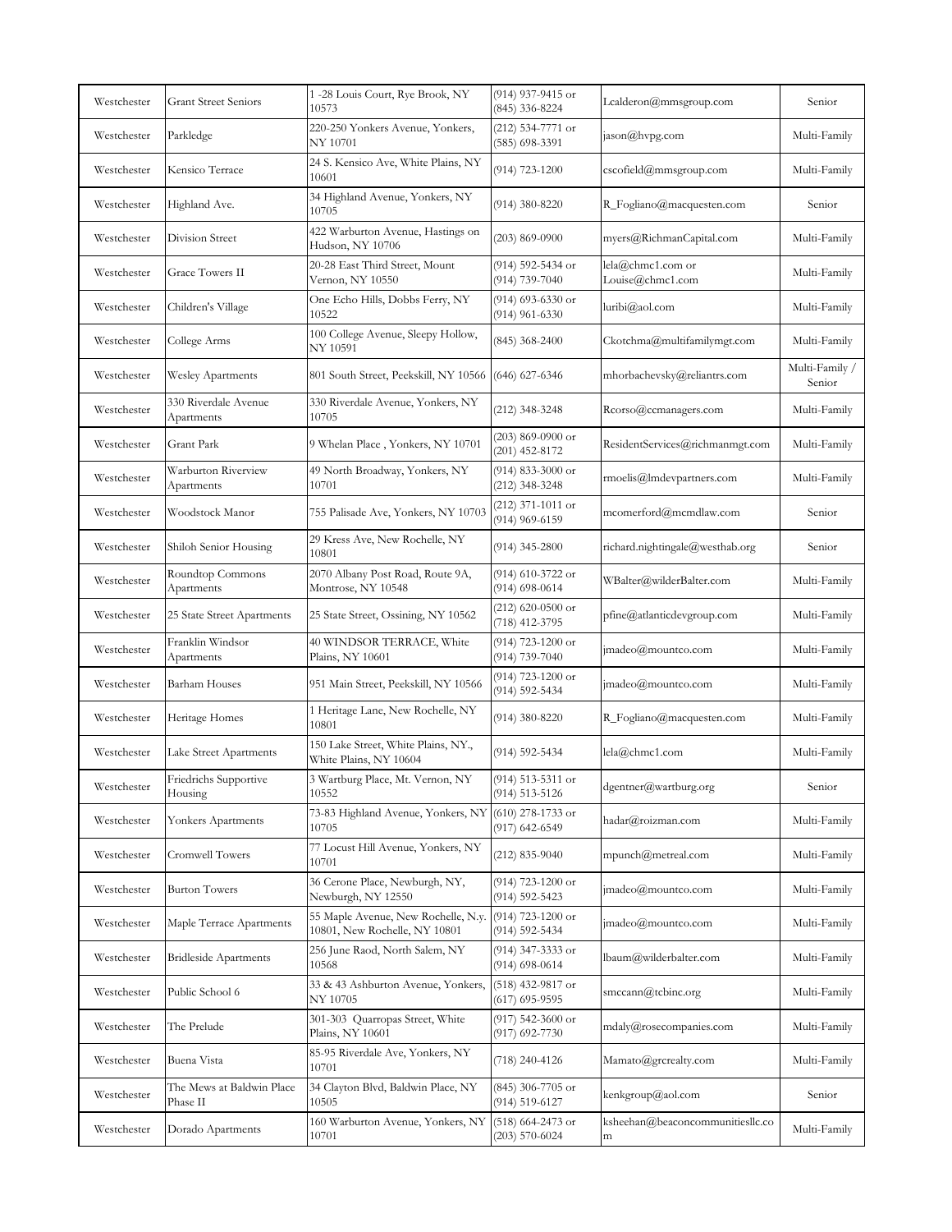| Westchester | Grant Street Seniors | 1 -28 Louis Court, Rye Brook, NY 10573 | (914) 937-9415 or (845) 336-8224 | Lcalderon@mmsgroup.com | Senior |
|---|---|---|---|---|---|
| Westchester | Parkledge | 220-250 Yonkers Avenue, Yonkers, NY 10701 | (212) 534-7771 or (585) 698-3391 | jason@hvpg.com | Multi-Family |
| Westchester | Kensico Terrace | 24 S. Kensico Ave, White Plains, NY 10601 | (914) 723-1200 | cscofield@mmsgroup.com | Multi-Family |
| Westchester | Highland Ave. | 34 Highland Avenue, Yonkers, NY 10705 | (914) 380-8220 | R_Fogliano@macquesten.com | Senior |
| Westchester | Division Street | 422 Warburton Avenue, Hastings on Hudson, NY 10706 | (203) 869-0900 | myers@RichmanCapital.com | Multi-Family |
| Westchester | Grace Towers II | 20-28 East Third Street, Mount Vernon, NY 10550 | (914) 592-5434 or (914) 739-7040 | lela@chmc1.com or Louise@chmc1.com | Multi-Family |
| Westchester | Children's Village | One Echo Hills, Dobbs Ferry, NY 10522 | (914) 693-6330 or (914) 961-6330 | luribi@aol.com | Multi-Family |
| Westchester | College Arms | 100 College Avenue, Sleepy Hollow, NY 10591 | (845) 368-2400 | Ckotchma@multifamilymgt.com | Multi-Family |
| Westchester | Wesley Apartments | 801 South Street, Peekskill, NY 10566 | (646) 627-6346 | mhorbachevsky@reliantrs.com | Multi-Family / Senior |
| Westchester | 330 Riverdale Avenue Apartments | 330 Riverdale Avenue, Yonkers, NY 10705 | (212) 348-3248 | Rcorso@ccmanagers.com | Multi-Family |
| Westchester | Grant Park | 9 Whelan Place , Yonkers, NY 10701 | (203) 869-0900 or (201) 452-8172 | ResidentServices@richmanmgt.com | Multi-Family |
| Westchester | Warburton Riverview Apartments | 49 North Broadway, Yonkers, NY 10701 | (914) 833-3000 or (212) 348-3248 | rmoelis@lmdevpartners.com | Multi-Family |
| Westchester | Woodstock Manor | 755 Palisade Ave, Yonkers, NY 10703 | (212) 371-1011 or (914) 969-6159 | mcomerford@mcmdlaw.com | Senior |
| Westchester | Shiloh Senior Housing | 29 Kress Ave, New Rochelle, NY 10801 | (914) 345-2800 | richard.nightingale@westhab.org | Senior |
| Westchester | Roundtop Commons Apartments | 2070 Albany Post Road, Route 9A, Montrose, NY 10548 | (914) 610-3722 or (914) 698-0614 | WBalter@wilderBalter.com | Multi-Family |
| Westchester | 25 State Street Apartments | 25 State Street, Ossining, NY 10562 | (212) 620-0500 or (718) 412-3795 | pfine@atlanticdevgroup.com | Multi-Family |
| Westchester | Franklin Windsor Apartments | 40 WINDSOR TERRACE, White Plains, NY 10601 | (914) 723-1200 or (914) 739-7040 | jmadeo@mountco.com | Multi-Family |
| Westchester | Barham Houses | 951 Main Street, Peekskill, NY 10566 | (914) 723-1200 or (914) 592-5434 | jmadeo@mountco.com | Multi-Family |
| Westchester | Heritage Homes | 1 Heritage Lane, New Rochelle, NY 10801 | (914) 380-8220 | R_Fogliano@macquesten.com | Multi-Family |
| Westchester | Lake Street Apartments | 150 Lake Street, White Plains, NY., White Plains, NY 10604 | (914) 592-5434 | lela@chmc1.com | Multi-Family |
| Westchester | Friedrichs Supportive Housing | 3 Wartburg Place, Mt. Vernon, NY 10552 | (914) 513-5311 or (914) 513-5126 | dgentner@wartburg.org | Senior |
| Westchester | Yonkers Apartments | 73-83 Highland Avenue, Yonkers, NY 10705 | (610) 278-1733 or (917) 642-6549 | hadar@roizman.com | Multi-Family |
| Westchester | Cromwell Towers | 77 Locust Hill Avenue, Yonkers, NY 10701 | (212) 835-9040 | mpunch@metreal.com | Multi-Family |
| Westchester | Burton Towers | 36 Cerone Place, Newburgh, NY, Newburgh, NY 12550 | (914) 723-1200 or (914) 592-5423 | jmadeo@mountco.com | Multi-Family |
| Westchester | Maple Terrace Apartments | 55 Maple Avenue, New Rochelle, N.y. 10801, New Rochelle, NY 10801 | (914) 723-1200 or (914) 592-5434 | jmadeo@mountco.com | Multi-Family |
| Westchester | Bridleside Apartments | 256 June Raod, North Salem, NY 10568 | (914) 347-3333 or (914) 698-0614 | lbaum@wilderbalter.com | Multi-Family |
| Westchester | Public School 6 | 33 & 43 Ashburton Avenue, Yonkers, NY 10705 | (518) 432-9817 or (617) 695-9595 | smccann@tcbinc.org | Multi-Family |
| Westchester | The Prelude | 301-303 Quarropas Street, White Plains, NY 10601 | (917) 542-3600 or (917) 692-7730 | mdaly@rosecompanies.com | Multi-Family |
| Westchester | Buena Vista | 85-95 Riverdale Ave, Yonkers, NY 10701 | (718) 240-4126 | Mamato@grcrealty.com | Multi-Family |
| Westchester | The Mews at Baldwin Place Phase II | 34 Clayton Blvd, Baldwin Place, NY 10505 | (845) 306-7705 or (914) 519-6127 | kenkgroup@aol.com | Senior |
| Westchester | Dorado Apartments | 160 Warburton Avenue, Yonkers, NY 10701 | (518) 664-2473 or (203) 570-6024 | ksheehan@beaconcommunitiesllc.com | Multi-Family |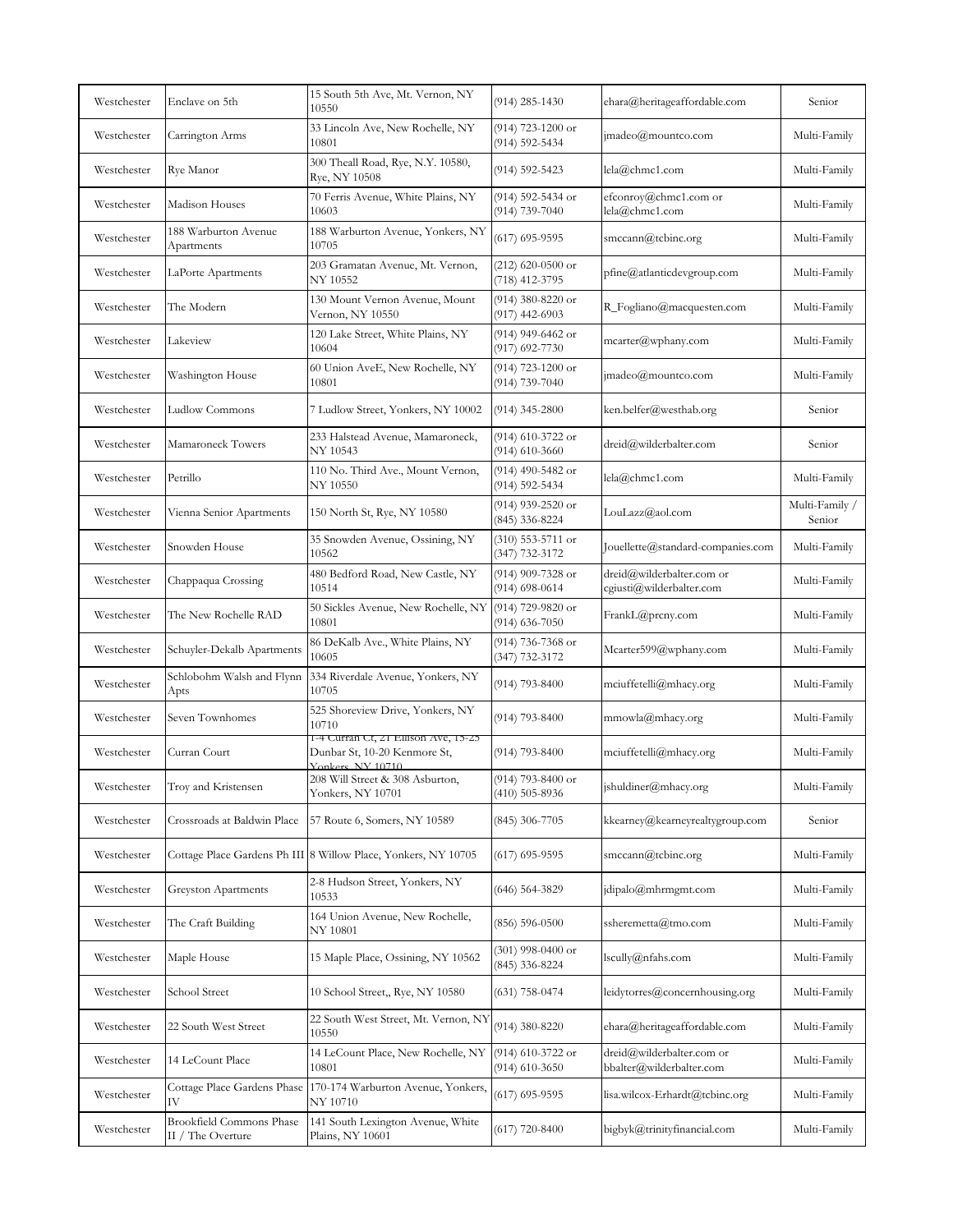| Westchester | Enclave on 5th | 15 South 5th Ave, Mt. Vernon, NY 10550 | (914) 285-1430 | ehara@heritageaffordable.com | Senior |
|---|---|---|---|---|---|
| Westchester | Carrington Arms | 33 Lincoln Ave, New Rochelle, NY 10801 | (914) 723-1200 or (914) 592-5434 | jmadeo@mountco.com | Multi-Family |
| Westchester | Rye Manor | 300 Theall Road, Rye, N.Y. 10580, Rye, NY 10508 | (914) 592-5423 | lela@chmc1.com | Multi-Family |
| Westchester | Madison Houses | 70 Ferris Avenue, White Plains, NY 10603 | (914) 592-5434 or (914) 739-7040 | efconroy@chmc1.com or lela@chmc1.com | Multi-Family |
| Westchester | 188 Warburton Avenue Apartments | 188 Warburton Avenue, Yonkers, NY 10705 | (617) 695-9595 | smccann@tcbinc.org | Multi-Family |
| Westchester | LaPorte Apartments | 203 Gramatan Avenue, Mt. Vernon, NY 10552 | (212) 620-0500 or (718) 412-3795 | pfine@atlanticdevgroup.com | Multi-Family |
| Westchester | The Modern | 130 Mount Vernon Avenue, Mount Vernon, NY 10550 | (914) 380-8220 or (917) 442-6903 | R_Fogliano@macquesten.com | Multi-Family |
| Westchester | Lakeview | 120 Lake Street, White Plains, NY 10604 | (914) 949-6462 or (917) 692-7730 | mcarter@wphany.com | Multi-Family |
| Westchester | Washington House | 60 Union AveE, New Rochelle, NY 10801 | (914) 723-1200 or (914) 739-7040 | jmadeo@mountco.com | Multi-Family |
| Westchester | Ludlow Commons | 7 Ludlow Street, Yonkers, NY 10002 | (914) 345-2800 | ken.belfer@westhab.org | Senior |
| Westchester | Mamaroneck Towers | 233 Halstead Avenue, Mamaroneck, NY 10543 | (914) 610-3722 or (914) 610-3660 | dreid@wilderbalter.com | Senior |
| Westchester | Petrillo | 110 No. Third Ave., Mount Vernon, NY 10550 | (914) 490-5482 or (914) 592-5434 | lela@chmc1.com | Multi-Family |
| Westchester | Vienna Senior Apartments | 150 North St, Rye, NY 10580 | (914) 939-2520 or (845) 336-8224 | LouLazz@aol.com | Multi-Family / Senior |
| Westchester | Snowden House | 35 Snowden Avenue, Ossining, NY 10562 | (310) 553-5711 or (347) 732-3172 | Jouellette@standard-companies.com | Multi-Family |
| Westchester | Chappaqua Crossing | 480 Bedford Road, New Castle, NY 10514 | (914) 909-7328 or (914) 698-0614 | dreid@wilderbalter.com or cgiusti@wilderbalter.com | Multi-Family |
| Westchester | The New Rochelle RAD | 50 Sickles Avenue, New Rochelle, NY 10801 | (914) 729-9820 or (914) 636-7050 | FrankL@prcny.com | Multi-Family |
| Westchester | Schuyler-Dekalb Apartments | 86 DeKalb Ave., White Plains, NY 10605 | (914) 736-7368 or (347) 732-3172 | Mcarter599@wphany.com | Multi-Family |
| Westchester | Schlobohm Walsh and Flynn Apts | 334 Riverdale Avenue, Yonkers, NY 10705 | (914) 793-8400 | mciuffetelli@mhacy.org | Multi-Family |
| Westchester | Seven Townhomes | 525 Shoreview Drive, Yonkers, NY 10710 | (914) 793-8400 | mmowla@mhacy.org | Multi-Family |
| Westchester | Curran Court | 1-4 Curran Ct, 21 Ellison Ave, 15-25 Dunbar St, 10-20 Kenmore St, Yonkers, NY 10710 | (914) 793-8400 | mciuffetelli@mhacy.org | Multi-Family |
| Westchester | Troy and Kristensen | 208 Will Street & 308 Asburton, Yonkers, NY 10701 | (914) 793-8400 or (410) 505-8936 | jshuldiner@mhacy.org | Multi-Family |
| Westchester | Crossroads at Baldwin Place | 57 Route 6, Somers, NY 10589 | (845) 306-7705 | kkearney@kearneyrealtygroup.com | Senior |
| Westchester | Cottage Place Gardens Ph III | 8 Willow Place, Yonkers, NY 10705 | (617) 695-9595 | smccann@tcbinc.org | Multi-Family |
| Westchester | Greyston Apartments | 2-8 Hudson Street, Yonkers, NY 10533 | (646) 564-3829 | jdipalo@mhrmgmt.com | Multi-Family |
| Westchester | The Craft Building | 164 Union Avenue, New Rochelle, NY 10801 | (856) 596-0500 | ssheremetta@tmo.com | Multi-Family |
| Westchester | Maple House | 15 Maple Place, Ossining, NY 10562 | (301) 998-0400 or (845) 336-8224 | lscully@nfahs.com | Multi-Family |
| Westchester | School Street | 10 School Street,, Rye, NY 10580 | (631) 758-0474 | leidytorres@concernhousing.org | Multi-Family |
| Westchester | 22 South West Street | 22 South West Street, Mt. Vernon, NY 10550 | (914) 380-8220 | ehara@heritageaffordable.com | Multi-Family |
| Westchester | 14 LeCount Place | 14 LeCount Place, New Rochelle, NY 10801 | (914) 610-3722 or (914) 610-3650 | dreid@wilderbalter.com or bbalter@wilderbalter.com | Multi-Family |
| Westchester | Cottage Place Gardens Phase IV | 170-174 Warburton Avenue, Yonkers, NY 10710 | (617) 695-9595 | lisa.wilcox-Erhardt@tcbinc.org | Multi-Family |
| Westchester | Brookfield Commons Phase II / The Overture | 141 South Lexington Avenue, White Plains, NY 10601 | (617) 720-8400 | bigbyk@trinityfinancial.com | Multi-Family |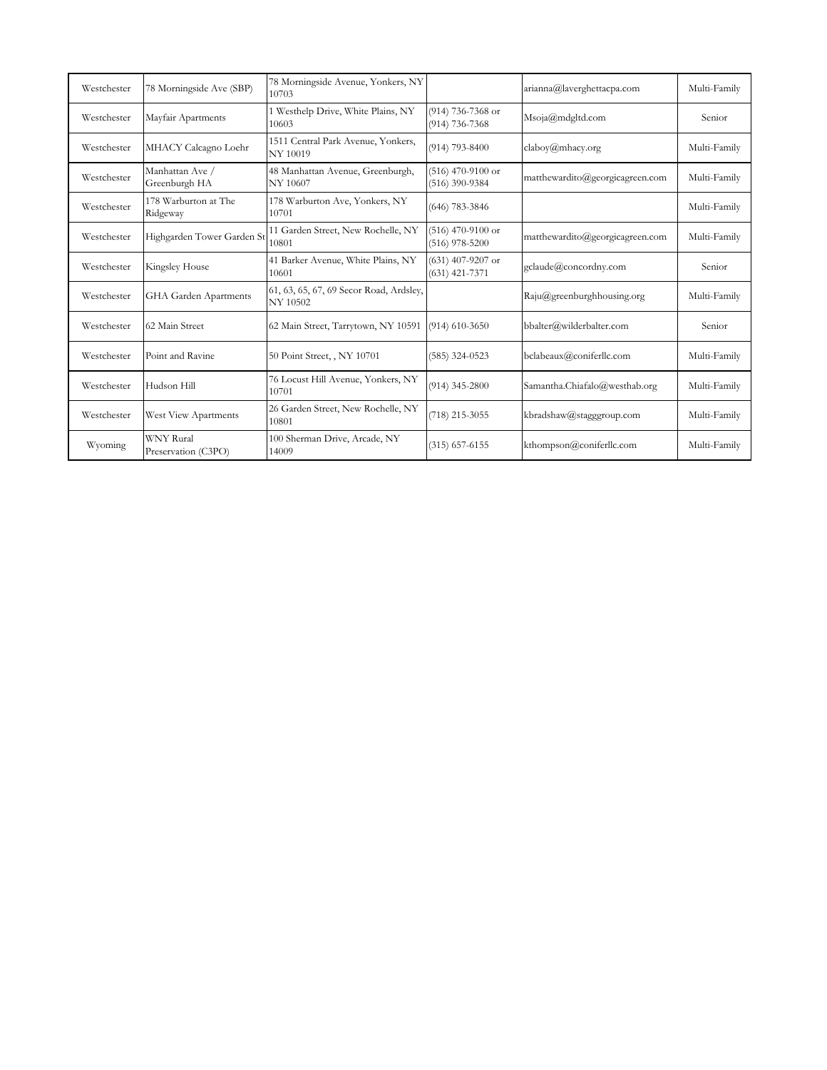| | | | | | |
|---|---|---|---|---|---|
| Westchester | 78 Morningside Ave (SBP) | 78 Morningside Avenue, Yonkers, NY 10703 | | arianna@laverghettacpa.com | Multi-Family |
| Westchester | Mayfair Apartments | 1 Westhelp Drive, White Plains, NY 10603 | (914) 736-7368 or (914) 736-7368 | Msoja@mdgltd.com | Senior |
| Westchester | MHACY Calcagno Loehr | 1511 Central Park Avenue, Yonkers, NY 10019 | (914) 793-8400 | claboy@mhacy.org | Multi-Family |
| Westchester | Manhattan Ave / Greenburgh HA | 48 Manhattan Avenue, Greenburgh, NY 10607 | (516) 470-9100 or (516) 390-9384 | matthewardito@georgicagreen.com | Multi-Family |
| Westchester | 178 Warburton at The Ridgeway | 178 Warburton Ave, Yonkers, NY 10701 | (646) 783-3846 | | Multi-Family |
| Westchester | Highgarden Tower Garden St | 11 Garden Street, New Rochelle, NY 10801 | (516) 470-9100 or (516) 978-5200 | matthewardito@georgicagreen.com | Multi-Family |
| Westchester | Kingsley House | 41 Barker Avenue, White Plains, NY 10601 | (631) 407-9207 or (631) 421-7371 | gclaude@concordny.com | Senior |
| Westchester | GHA Garden Apartments | 61, 63, 65, 67, 69 Secor Road, Ardsley, NY 10502 | | Raju@greenburghhousing.org | Multi-Family |
| Westchester | 62 Main Street | 62 Main Street, Tarrytown, NY 10591 | (914) 610-3650 | bbalter@wilderbalter.com | Senior |
| Westchester | Point and Ravine | 50 Point Street, , NY 10701 | (585) 324-0523 | bclabeaux@coniferllc.com | Multi-Family |
| Westchester | Hudson Hill | 76 Locust Hill Avenue, Yonkers, NY 10701 | (914) 345-2800 | Samantha.Chiafalo@westhab.org | Multi-Family |
| Westchester | West View Apartments | 26 Garden Street, New Rochelle, NY 10801 | (718) 215-3055 | kbradshaw@stagggroup.com | Multi-Family |
| Wyoming | WNY Rural Preservation (C3PO) | 100 Sherman Drive, Arcade, NY 14009 | (315) 657-6155 | kthompson@coniferllc.com | Multi-Family |